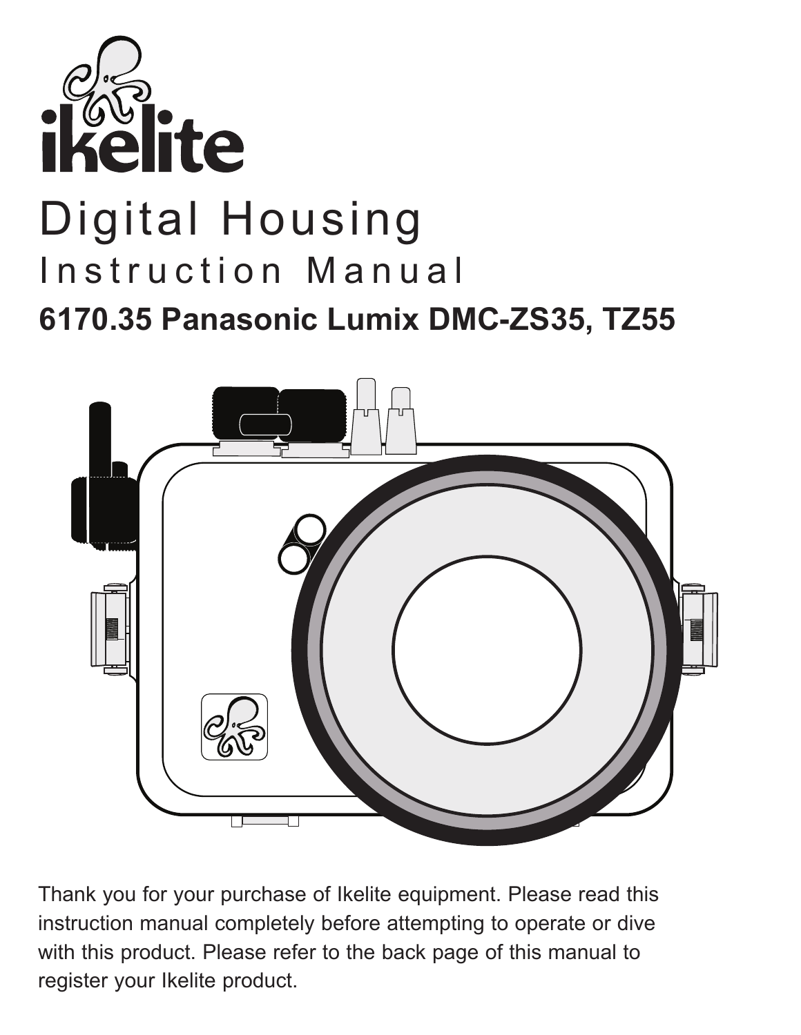# ikelite

# Digital Housing

## Instruction Manual

### 6170.35 Panasonic Lumix DMC-ZS35, TZ55

Thank you for your purchase of Ikelite equipment. Please read this instruction manual completely before attempting to operate or dive with this product. Please refer to the back page of this manual to register your Ikelite product.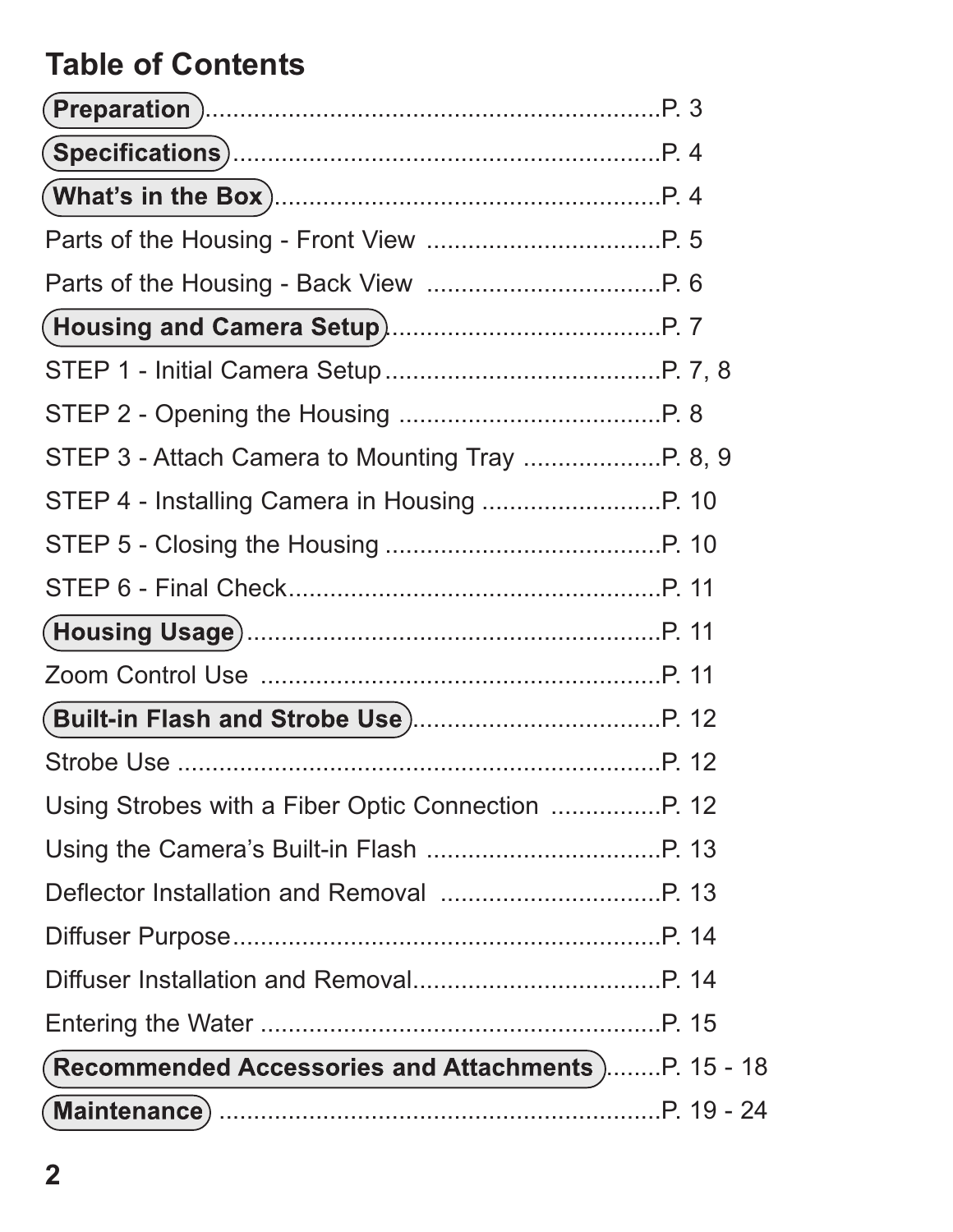# Table of Contents

**Preparation** .................................................... P. 3

**Specifications** .................................................... P. 4

**What's in the Box** .................................................... P. 4

Parts of the Housing - Front View .................................... P. 5

Parts of the Housing - Back View .................................... P. 6

**Housing and Camera Setup** .................................... P. 7

STEP 1 - Initial Camera Setup .................................... P. 7, 8

STEP 2 - Opening the Housing .................................... P. 8

STEP 3 - Attach Camera to Mounting Tray .................... P. 8, 9

STEP 4 - Installing Camera in Housing .......................... P. 10

STEP 5 - Closing the Housing .................................... P. 10

STEP 6 - Final Check .................................... P. 11

**Housing Usage** .................................................... P. 11

Zoom Control Use .................................................... P. 11

**Built-in Flash and Strobe Use** .................................... P. 12

Strobe Use .................................................... P. 12

Using Strobes with a Fiber Optic Connection ................ P. 12

Using the Camera's Built-in Flash .................................... P. 13

Deflector Installation and Removal .................................... P. 13

Diffuser Purpose .................................................... P. 14

Diffuser Installation and Removal .................................... P. 14

Entering the Water .................................................... P. 15

**Recommended Accessories and Attachments** ........ P. 15 - 18

**Maintenance** .................................................... P. 19 - 24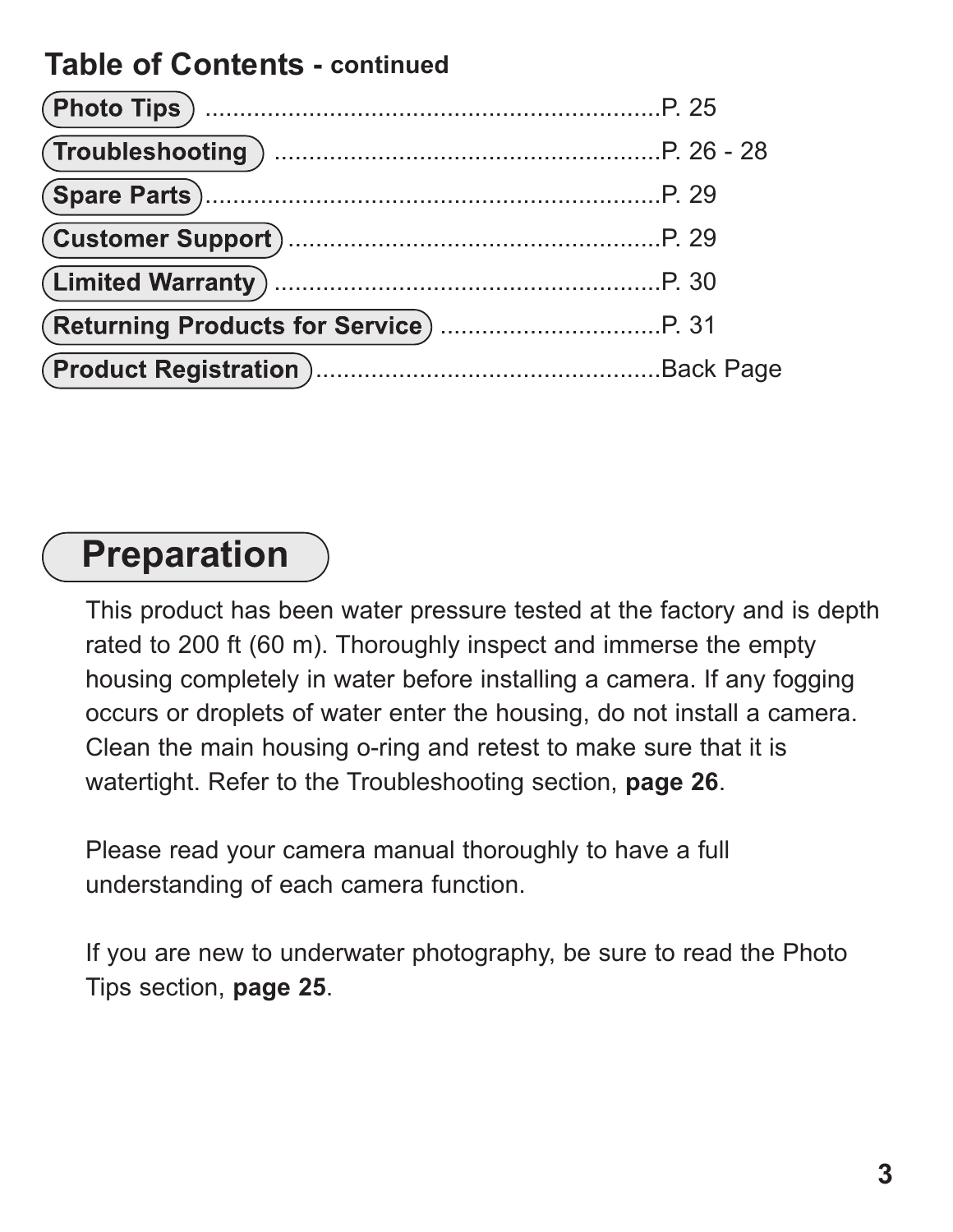## Table of Contents - continued

| Section | Page |
|---|---|
| Photo Tips | P. 25 |
| Troubleshooting | P. 26 - 28 |
| Spare Parts | P. 29 |
| Customer Support | P. 29 |
| Limited Warranty | P. 30 |
| Returning Products for Service | P. 31 |
| Product Registration | Back Page |

# Preparation

This product has been water pressure tested at the factory and is depth rated to 200 ft (60 m). Thoroughly inspect and immerse the empty housing completely in water before installing a camera. If any fogging occurs or droplets of water enter the housing, do not install a camera. Clean the main housing o-ring and retest to make sure that it is watertight. Refer to the Troubleshooting section, **page 26**.

Please read your camera manual thoroughly to have a full understanding of each camera function.

If you are new to underwater photography, be sure to read the Photo Tips section, **page 25**.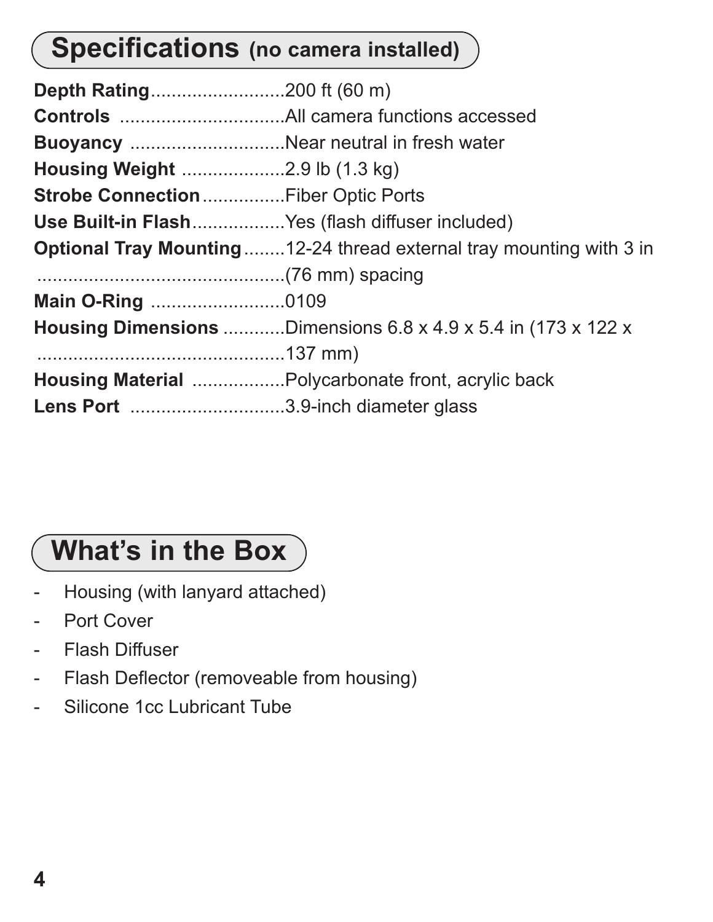## Specifications (no camera installed)

**Depth Rating**..........................200 ft (60 m)
**Controls** ................................All camera functions accessed
**Buoyancy** ..............................Near neutral in fresh water
**Housing Weight** ....................2.9 lb (1.3 kg)
**Strobe Connection**................Fiber Optic Ports
**Use Built-in Flash**..................Yes (flash diffuser included)
**Optional Tray Mounting**........12-24 thread external tray mounting with 3 in (76 mm) spacing
**Main O-Ring** ..........................0109
**Housing Dimensions** ............Dimensions 6.8 x 4.9 x 5.4 in (173 x 122 x 137 mm)
**Housing Material** ..................Polycarbonate front, acrylic back
**Lens Port** ..............................3.9-inch diameter glass

## What's in the Box

- Housing (with lanyard attached)
- Port Cover
- Flash Diffuser
- Flash Deflector (removeable from housing)
- Silicone 1cc Lubricant Tube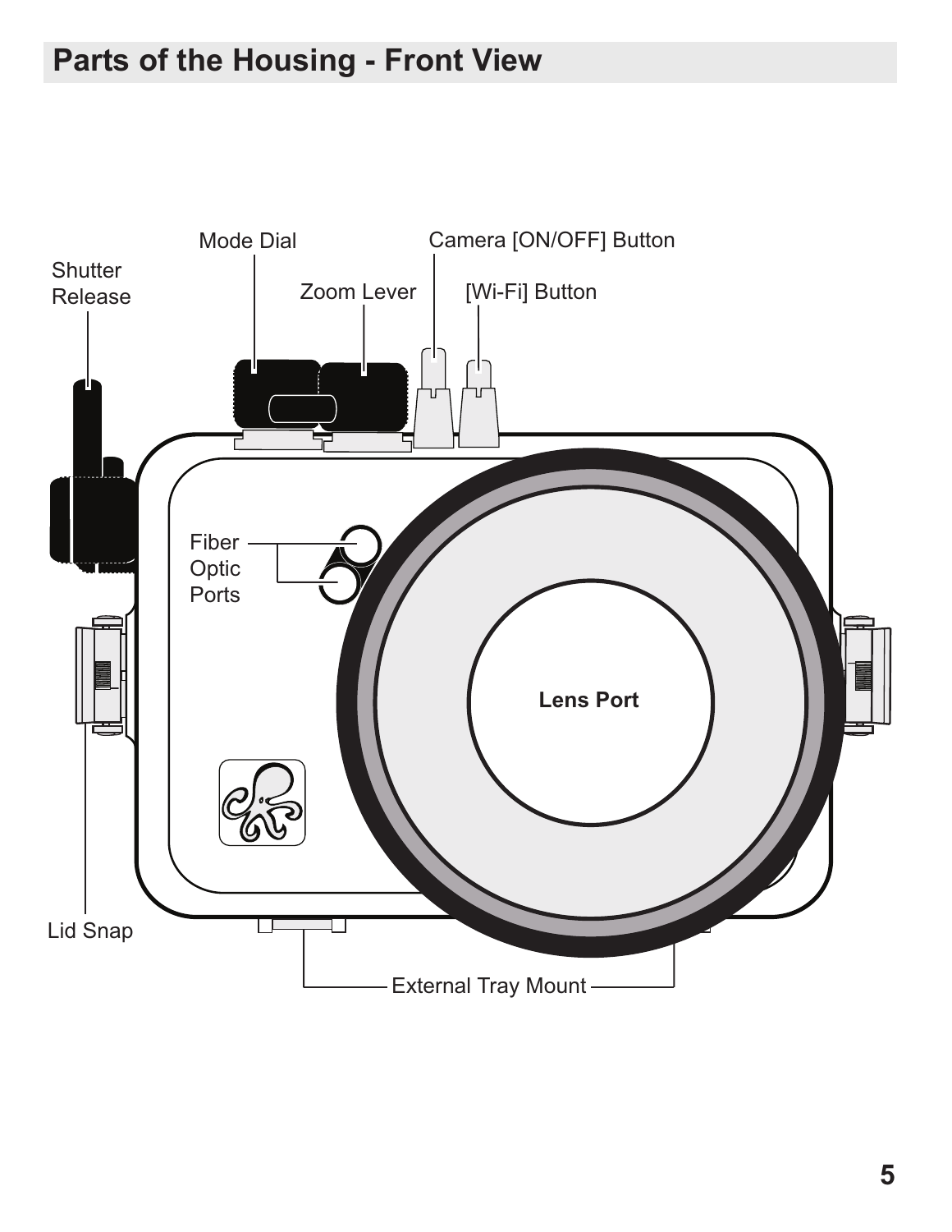## Parts of the Housing - Front View

Mode Dial

Camera [ON/OFF] Button

Shutter Release

Zoom Lever

[Wi-Fi] Button

Fiber Optic Ports

Lens Port

Lid Snap

External Tray Mount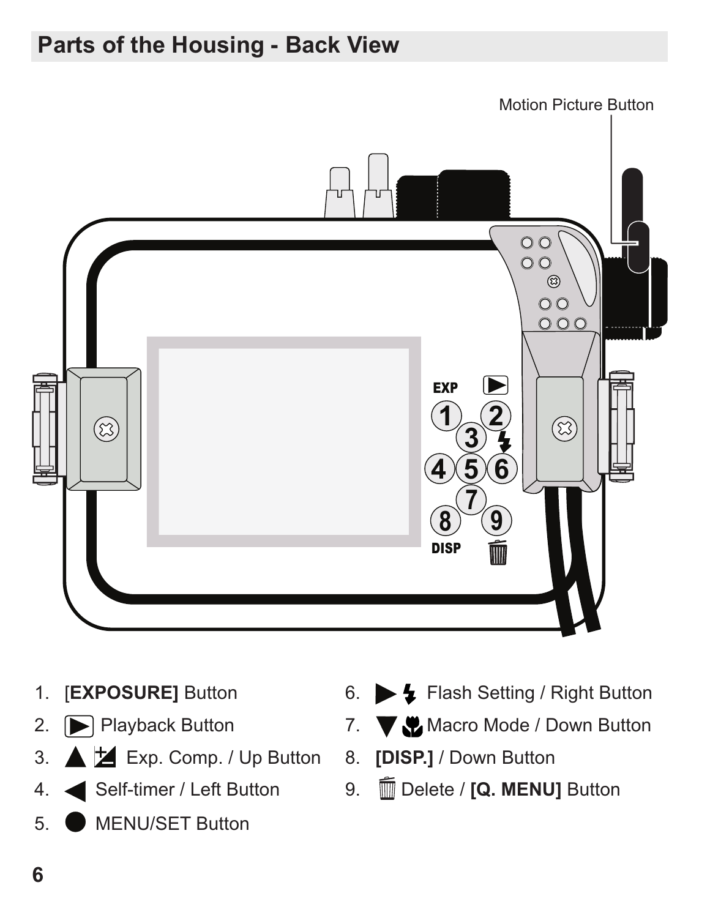## Parts of the Housing - Back View

Motion Picture Button

1. [**EXPOSURE]** Button
2. ▶ Playback Button
3. ▲ Exp. Comp. / Up Button
4. ◀ Self-timer / Left Button
5. ● MENU/SET Button
6. ▶ Flash Setting / Right Button
7. ▼ Macro Mode / Down Button
8. **[DISP.]** / Down Button
9. Delete / **[Q. MENU]** Button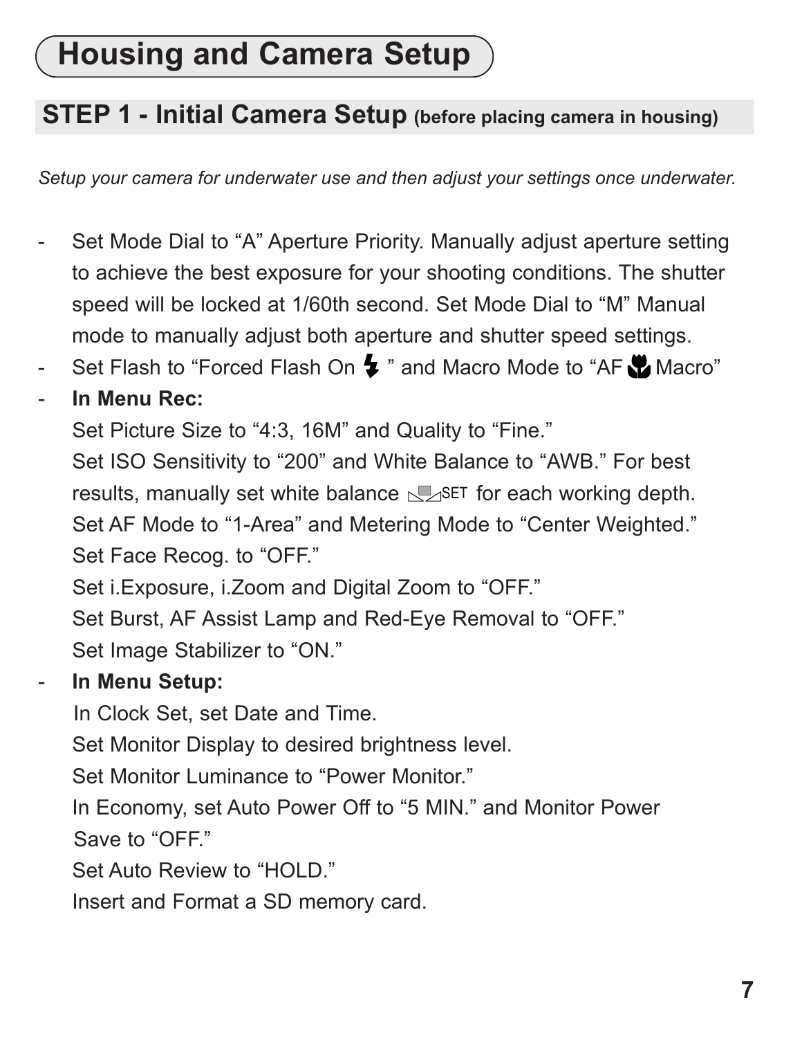# Housing and Camera Setup

## STEP 1 - Initial Camera Setup (before placing camera in housing)

*Setup your camera for underwater use and then adjust your settings once underwater.*

- Set Mode Dial to "A" Aperture Priority. Manually adjust aperture setting to achieve the best exposure for your shooting conditions. The shutter speed will be locked at 1/60th second. Set Mode Dial to "M" Manual mode to manually adjust both aperture and shutter speed settings.
- Set Flash to "Forced Flash On ⚡ " and Macro Mode to "AF 🌷 Macro"
- **In Menu Rec:**
  Set Picture Size to "4:3, 16M" and Quality to "Fine."
  Set ISO Sensitivity to "200" and White Balance to "AWB." For best results, manually set white balance SET for each working depth.
  Set AF Mode to "1-Area" and Metering Mode to "Center Weighted."
  Set Face Recog. to "OFF."
  Set i.Exposure, i.Zoom and Digital Zoom to "OFF."
  Set Burst, AF Assist Lamp and Red-Eye Removal to "OFF."
  Set Image Stabilizer to "ON."
- **In Menu Setup:**
  In Clock Set, set Date and Time.
  Set Monitor Display to desired brightness level.
  Set Monitor Luminance to "Power Monitor."
  In Economy, set Auto Power Off to "5 MIN." and Monitor Power Save to "OFF."
  Set Auto Review to "HOLD."
  Insert and Format a SD memory card.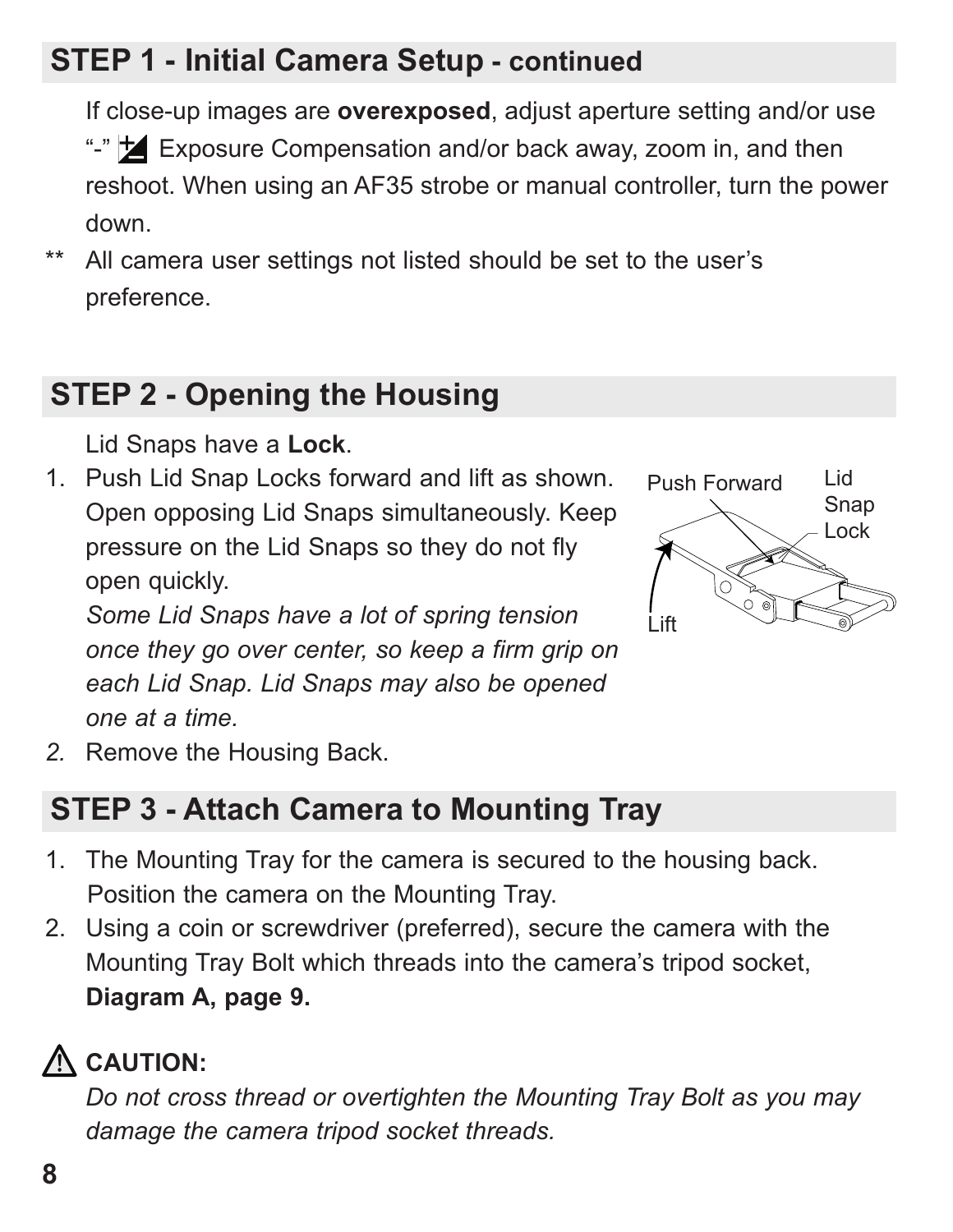## STEP 1 - Initial Camera Setup - continued

If close-up images are **overexposed**, adjust aperture setting and/or use "-" Exposure Compensation and/or back away, zoom in, and then reshoot. When using an AF35 strobe or manual controller, turn the power down.

** All camera user settings not listed should be set to the user's preference.

## STEP 2 - Opening the Housing

Lid Snaps have a **Lock**.

1. Push Lid Snap Locks forward and lift as shown. Open opposing Lid Snaps simultaneously. Keep pressure on the Lid Snaps so they do not fly open quickly.
   *Some Lid Snaps have a lot of spring tension once they go over center, so keep a firm grip on each Lid Snap. Lid Snaps may also be opened one at a time.*

Push Forward — Lid Snap Lock — Lift

2. Remove the Housing Back.

## STEP 3 - Attach Camera to Mounting Tray

1. The Mounting Tray for the camera is secured to the housing back. Position the camera on the Mounting Tray.
2. Using a coin or screwdriver (preferred), secure the camera with the Mounting Tray Bolt which threads into the camera's tripod socket, **Diagram A, page 9.**

⚠ **CAUTION:**

*Do not cross thread or overtighten the Mounting Tray Bolt as you may damage the camera tripod socket threads.*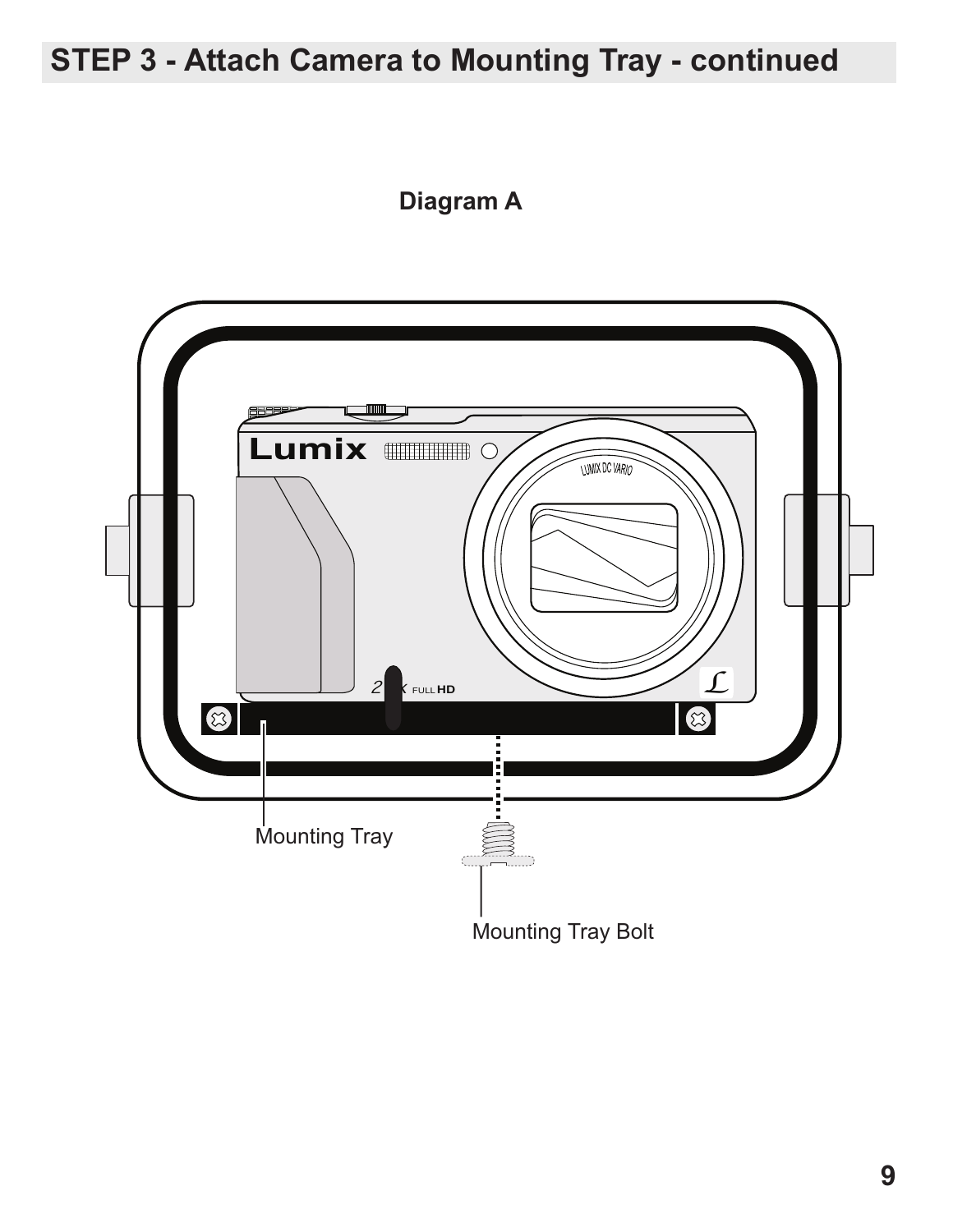## STEP 3 - Attach Camera to Mounting Tray - continued

**Diagram A**

Mounting Tray

Mounting Tray Bolt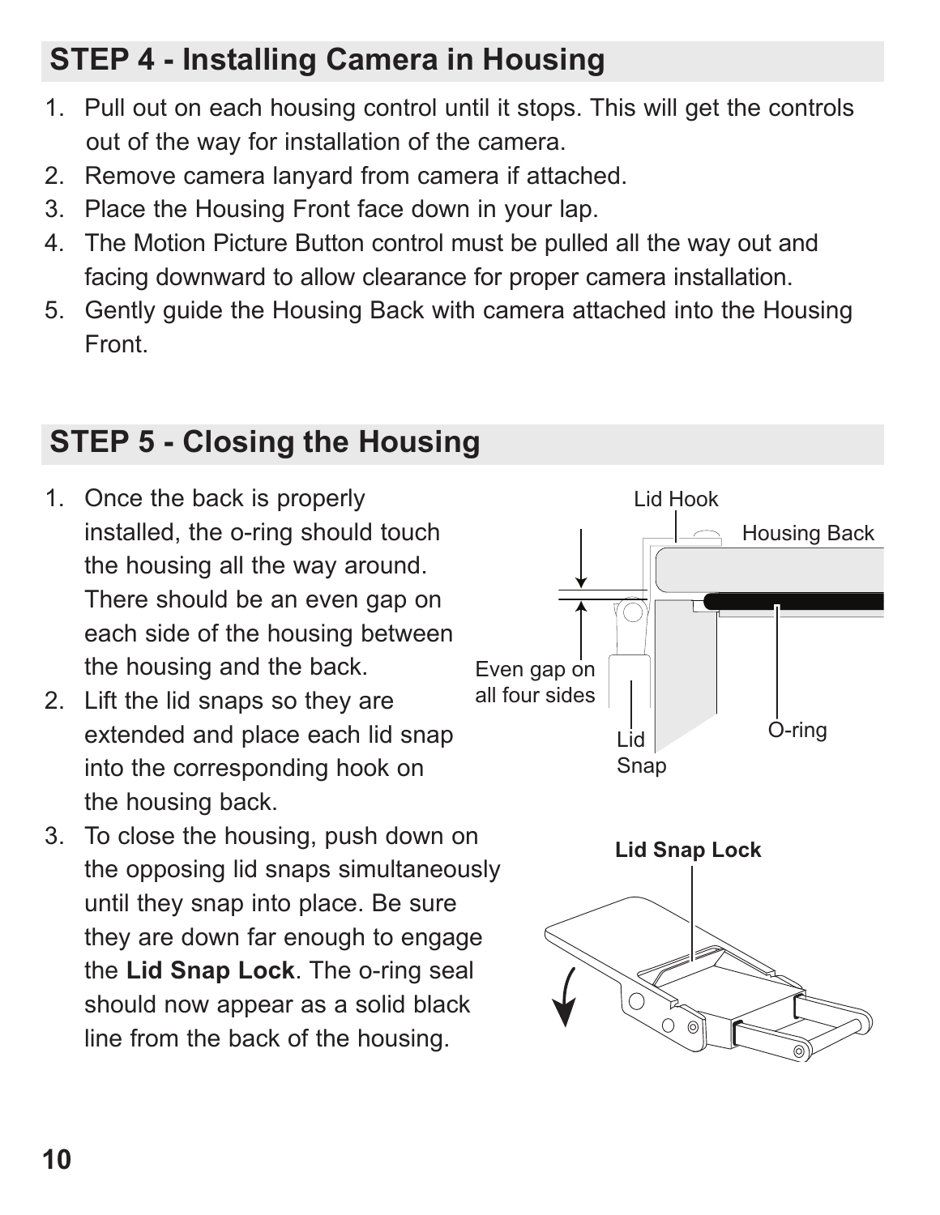## STEP 4 - Installing Camera in Housing

1. Pull out on each housing control until it stops. This will get the controls out of the way for installation of the camera.
2. Remove camera lanyard from camera if attached.
3. Place the Housing Front face down in your lap.
4. The Motion Picture Button control must be pulled all the way out and facing downward to allow clearance for proper camera installation.
5. Gently guide the Housing Back with camera attached into the Housing Front.

## STEP 5 - Closing the Housing

1. Once the back is properly installed, the o-ring should touch the housing all the way around. There should be an even gap on each side of the housing between the housing and the back.
2. Lift the lid snaps so they are extended and place each lid snap into the corresponding hook on the housing back.
3. To close the housing, push down on the opposing lid snaps simultaneously until they snap into place. Be sure they are down far enough to engage the **Lid Snap Lock**. The o-ring seal should now appear as a solid black line from the back of the housing.

Lid Hook

Housing Back

Even gap on all four sides

Lid Snap

O-ring

**Lid Snap Lock**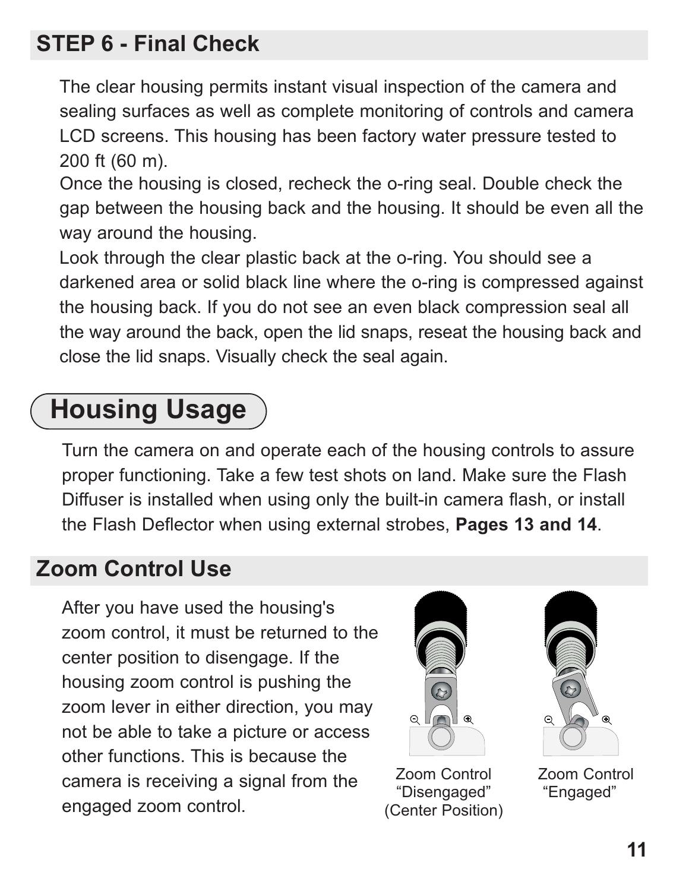## STEP 6 - Final Check

The clear housing permits instant visual inspection of the camera and sealing surfaces as well as complete monitoring of controls and camera LCD screens. This housing has been factory water pressure tested to 200 ft (60 m).

Once the housing is closed, recheck the o-ring seal. Double check the gap between the housing back and the housing. It should be even all the way around the housing.

Look through the clear plastic back at the o-ring. You should see a darkened area or solid black line where the o-ring is compressed against the housing back. If you do not see an even black compression seal all the way around the back, open the lid snaps, reseat the housing back and close the lid snaps. Visually check the seal again.

# Housing Usage

Turn the camera on and operate each of the housing controls to assure proper functioning. Take a few test shots on land. Make sure the Flash Diffuser is installed when using only the built-in camera flash, or install the Flash Deflector when using external strobes, **Pages 13 and 14**.

## Zoom Control Use

After you have used the housing's zoom control, it must be returned to the center position to disengage. If the housing zoom control is pushing the zoom lever in either direction, you may not be able to take a picture or access other functions. This is because the camera is receiving a signal from the engaged zoom control.

Zoom Control "Disengaged" (Center Position)

Zoom Control "Engaged"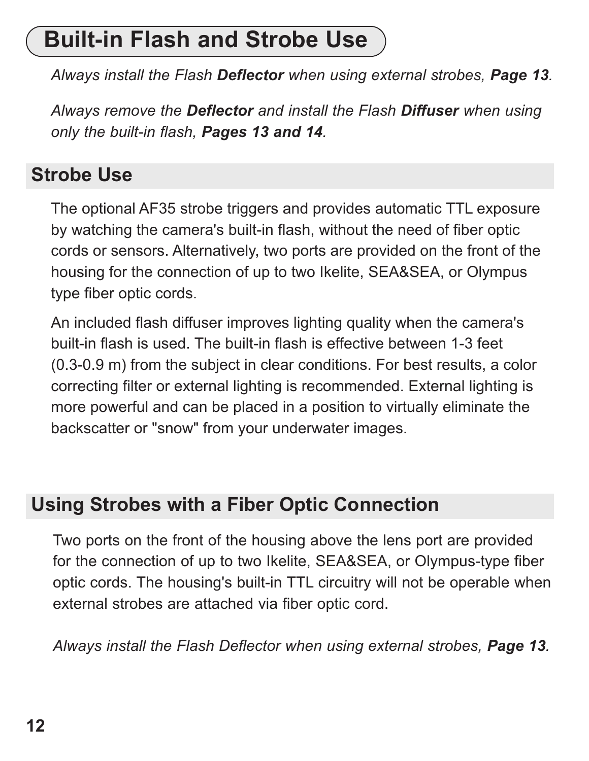# Built-in Flash and Strobe Use

*Always install the Flash **Deflector** when using external strobes, **Page 13**.*

*Always remove the **Deflector** and install the Flash **Diffuser** when using only the built-in flash, **Pages 13 and 14**.*

## Strobe Use

The optional AF35 strobe triggers and provides automatic TTL exposure by watching the camera's built-in flash, without the need of fiber optic cords or sensors. Alternatively, two ports are provided on the front of the housing for the connection of up to two Ikelite, SEA&SEA, or Olympus type fiber optic cords.

An included flash diffuser improves lighting quality when the camera's built-in flash is used. The built-in flash is effective between 1-3 feet (0.3-0.9 m) from the subject in clear conditions. For best results, a color correcting filter or external lighting is recommended. External lighting is more powerful and can be placed in a position to virtually eliminate the backscatter or "snow" from your underwater images.

## Using Strobes with a Fiber Optic Connection

Two ports on the front of the housing above the lens port are provided for the connection of up to two Ikelite, SEA&SEA, or Olympus-type fiber optic cords. The housing's built-in TTL circuitry will not be operable when external strobes are attached via fiber optic cord.

*Always install the Flash Deflector when using external strobes, **Page 13**.*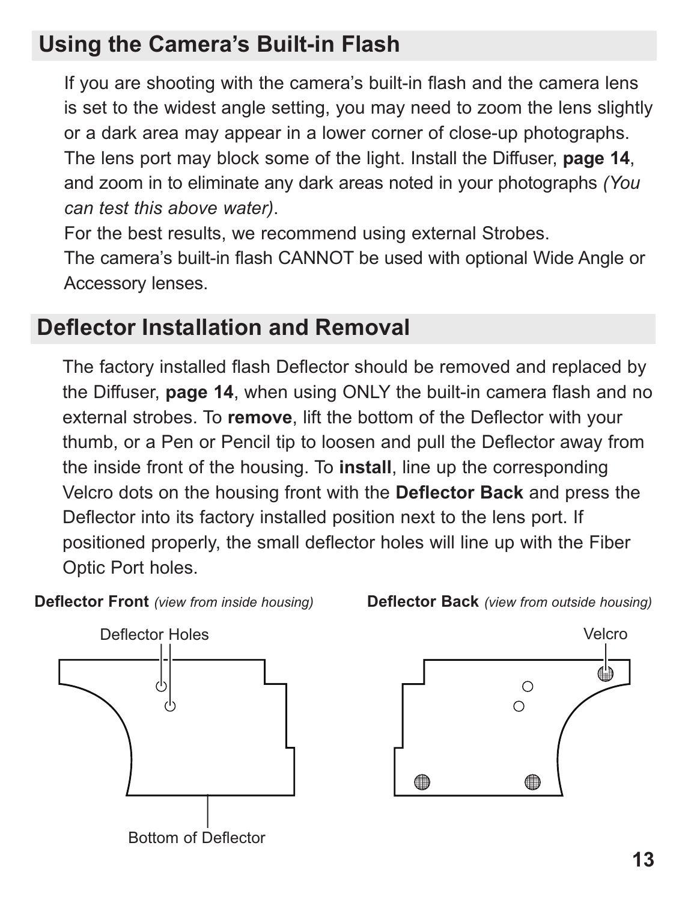## Using the Camera's Built-in Flash

If you are shooting with the camera's built-in flash and the camera lens is set to the widest angle setting, you may need to zoom the lens slightly or a dark area may appear in a lower corner of close-up photographs. The lens port may block some of the light. Install the Diffuser, **page 14**, and zoom in to eliminate any dark areas noted in your photographs *(You can test this above water)*.

For the best results, we recommend using external Strobes.

The camera's built-in flash CANNOT be used with optional Wide Angle or Accessory lenses.

## Deflector Installation and Removal

The factory installed flash Deflector should be removed and replaced by the Diffuser, **page 14**, when using ONLY the built-in camera flash and no external strobes. To **remove**, lift the bottom of the Deflector with your thumb, or a Pen or Pencil tip to loosen and pull the Deflector away from the inside front of the housing. To **install**, line up the corresponding Velcro dots on the housing front with the **Deflector Back** and press the Deflector into its factory installed position next to the lens port. If positioned properly, the small deflector holes will line up with the Fiber Optic Port holes.

**Deflector Front** *(view from inside housing)*

Deflector Holes

Bottom of Deflector

**Deflector Back** *(view from outside housing)*

Velcro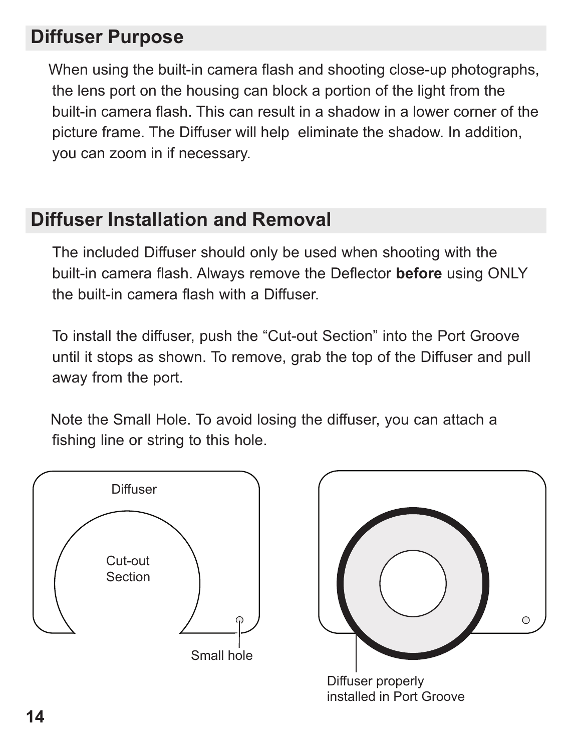## Diffuser Purpose

When using the built-in camera flash and shooting close-up photographs, the lens port on the housing can block a portion of the light from the built-in camera flash. This can result in a shadow in a lower corner of the picture frame. The Diffuser will help eliminate the shadow. In addition, you can zoom in if necessary.

## Diffuser Installation and Removal

The included Diffuser should only be used when shooting with the built-in camera flash. Always remove the Deflector **before** using ONLY the built-in camera flash with a Diffuser.

To install the diffuser, push the "Cut-out Section" into the Port Groove until it stops as shown. To remove, grab the top of the Diffuser and pull away from the port.

Note the Small Hole. To avoid losing the diffuser, you can attach a fishing line or string to this hole.

Diffuser

Cut-out Section

Small hole

Diffuser properly installed in Port Groove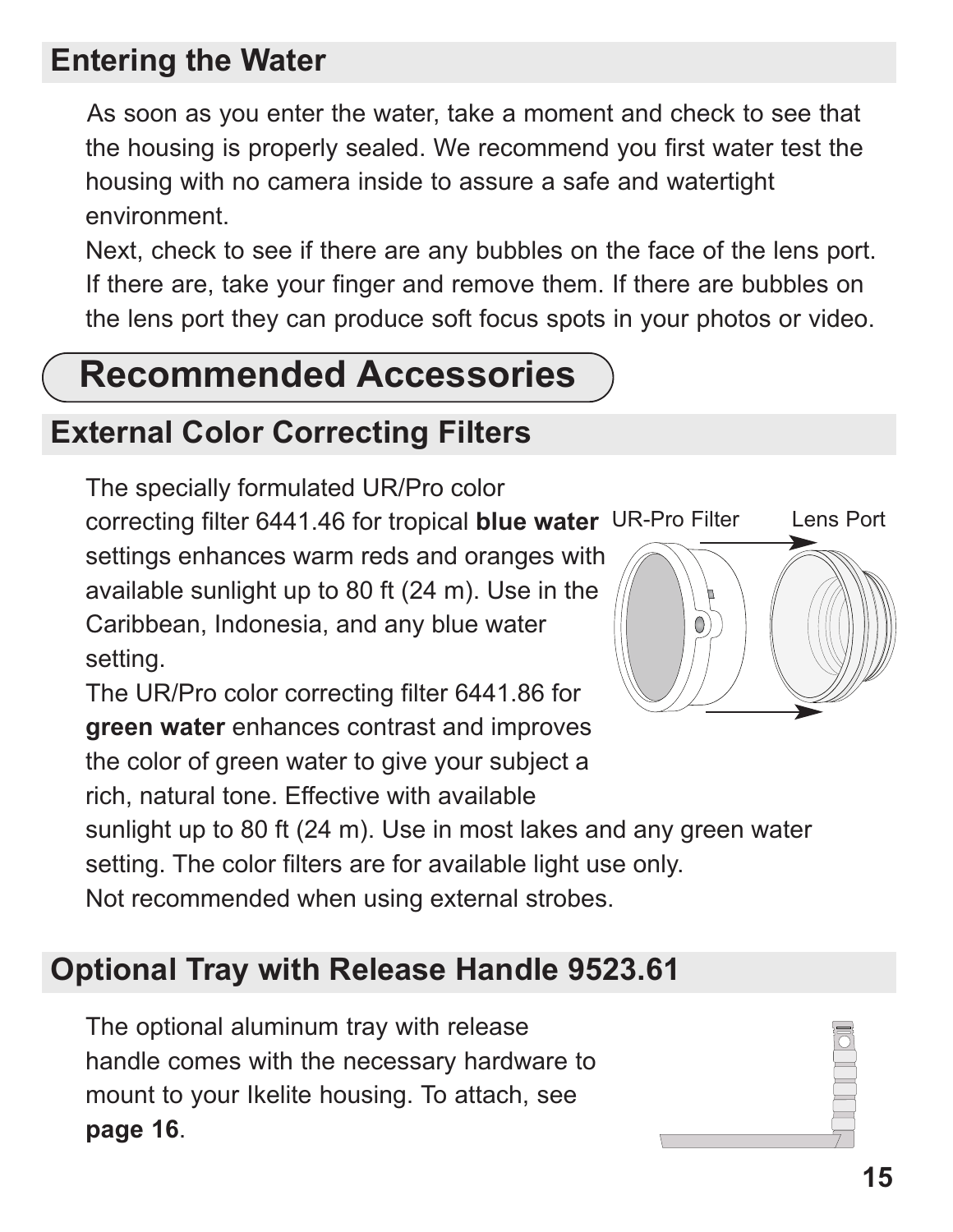## Entering the Water

As soon as you enter the water, take a moment and check to see that the housing is properly sealed. We recommend you first water test the housing with no camera inside to assure a safe and watertight environment.

Next, check to see if there are any bubbles on the face of the lens port. If there are, take your finger and remove them. If there are bubbles on the lens port they can produce soft focus spots in your photos or video.

# Recommended Accessories

## External Color Correcting Filters

The specially formulated UR/Pro color correcting filter 6441.46 for tropical **blue water** settings enhances warm reds and oranges with available sunlight up to 80 ft (24 m). Use in the Caribbean, Indonesia, and any blue water setting.

UR-Pro Filter Lens Port

The UR/Pro color correcting filter 6441.86 for **green water** enhances contrast and improves the color of green water to give your subject a rich, natural tone. Effective with available sunlight up to 80 ft (24 m). Use in most lakes and any green water setting. The color filters are for available light use only. Not recommended when using external strobes.

## Optional Tray with Release Handle 9523.61

The optional aluminum tray with release handle comes with the necessary hardware to mount to your Ikelite housing. To attach, see **page 16**.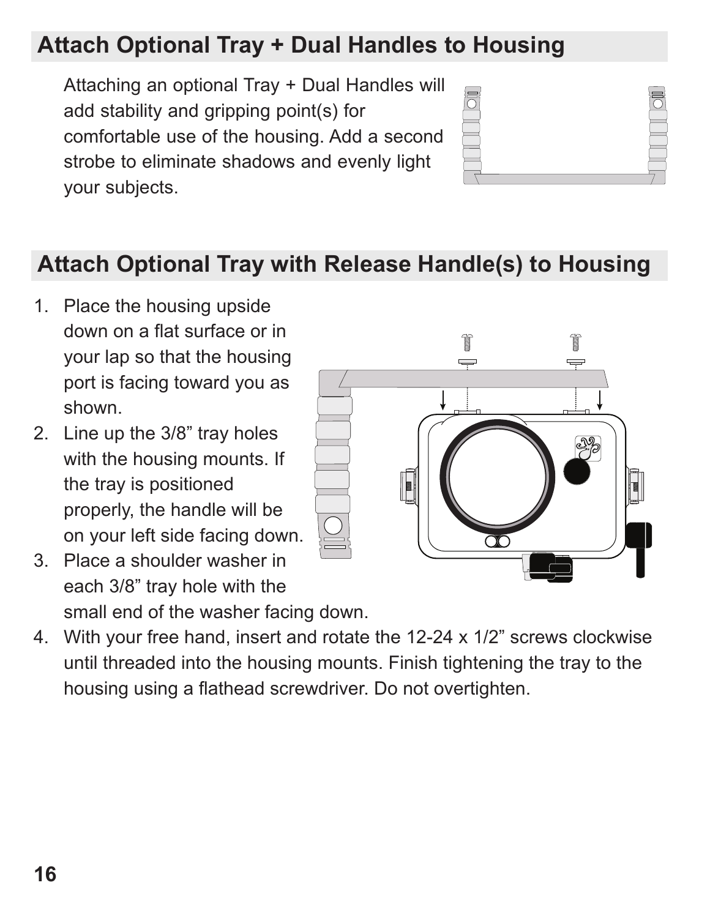## Attach Optional Tray + Dual Handles to Housing

Attaching an optional Tray + Dual Handles will add stability and gripping point(s) for comfortable use of the housing. Add a second strobe to eliminate shadows and evenly light your subjects.

## Attach Optional Tray with Release Handle(s) to Housing

1. Place the housing upside down on a flat surface or in your lap so that the housing port is facing toward you as shown.
2. Line up the 3/8” tray holes with the housing mounts. If the tray is positioned properly, the handle will be on your left side facing down.
3. Place a shoulder washer in each 3/8” tray hole with the small end of the washer facing down.
4. With your free hand, insert and rotate the 12-24 x 1/2” screws clockwise until threaded into the housing mounts. Finish tightening the tray to the housing using a flathead screwdriver. Do not overtighten.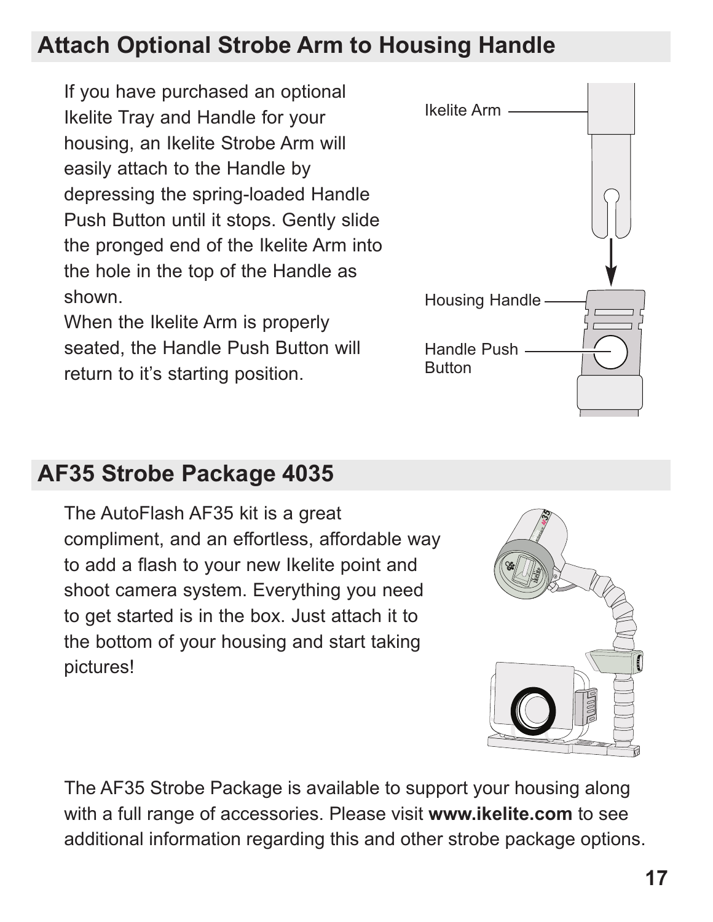## Attach Optional Strobe Arm to Housing Handle

If you have purchased an optional Ikelite Tray and Handle for your housing, an Ikelite Strobe Arm will easily attach to the Handle by depressing the spring-loaded Handle Push Button until it stops. Gently slide the pronged end of the Ikelite Arm into the hole in the top of the Handle as shown.

When the Ikelite Arm is properly seated, the Handle Push Button will return to it's starting position.

Ikelite Arm

Housing Handle

Handle Push Button

## AF35 Strobe Package 4035

The AutoFlash AF35 kit is a great compliment, and an effortless, affordable way to add a flash to your new Ikelite point and shoot camera system. Everything you need to get started is in the box. Just attach it to the bottom of your housing and start taking pictures!

The AF35 Strobe Package is available to support your housing along with a full range of accessories. Please visit **www.ikelite.com** to see additional information regarding this and other strobe package options.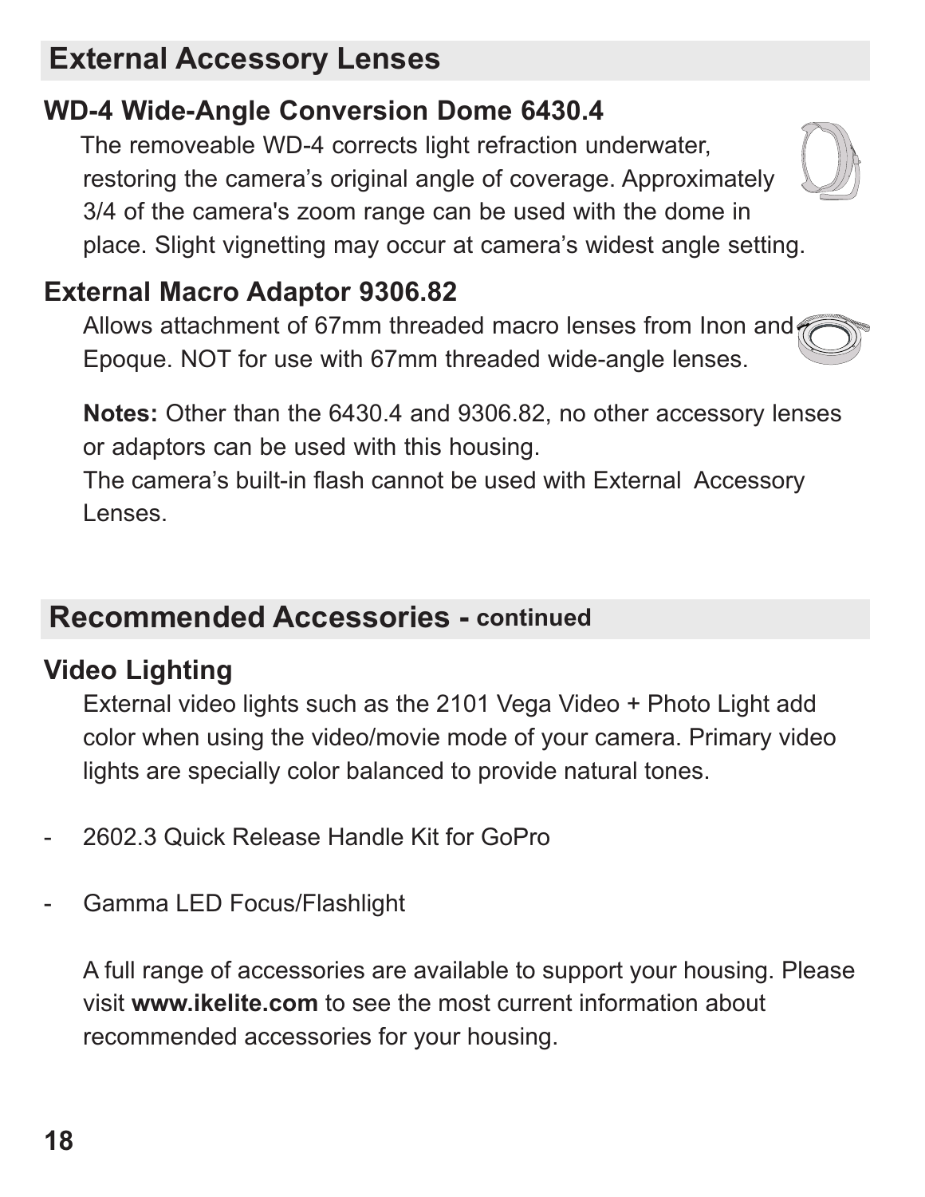## External Accessory Lenses

### WD-4 Wide-Angle Conversion Dome 6430.4

The removeable WD-4 corrects light refraction underwater, restoring the camera's original angle of coverage. Approximately 3/4 of the camera's zoom range can be used with the dome in place. Slight vignetting may occur at camera's widest angle setting.

### External Macro Adaptor 9306.82

Allows attachment of 67mm threaded macro lenses from Inon and Epoque. NOT for use with 67mm threaded wide-angle lenses.

**Notes:** Other than the 6430.4 and 9306.82, no other accessory lenses or adaptors can be used with this housing.
The camera's built-in flash cannot be used with External Accessory Lenses.

## Recommended Accessories - continued

### Video Lighting

External video lights such as the 2101 Vega Video + Photo Light add color when using the video/movie mode of your camera. Primary video lights are specially color balanced to provide natural tones.

- 2602.3 Quick Release Handle Kit for GoPro
- Gamma LED Focus/Flashlight

A full range of accessories are available to support your housing. Please visit **www.ikelite.com** to see the most current information about recommended accessories for your housing.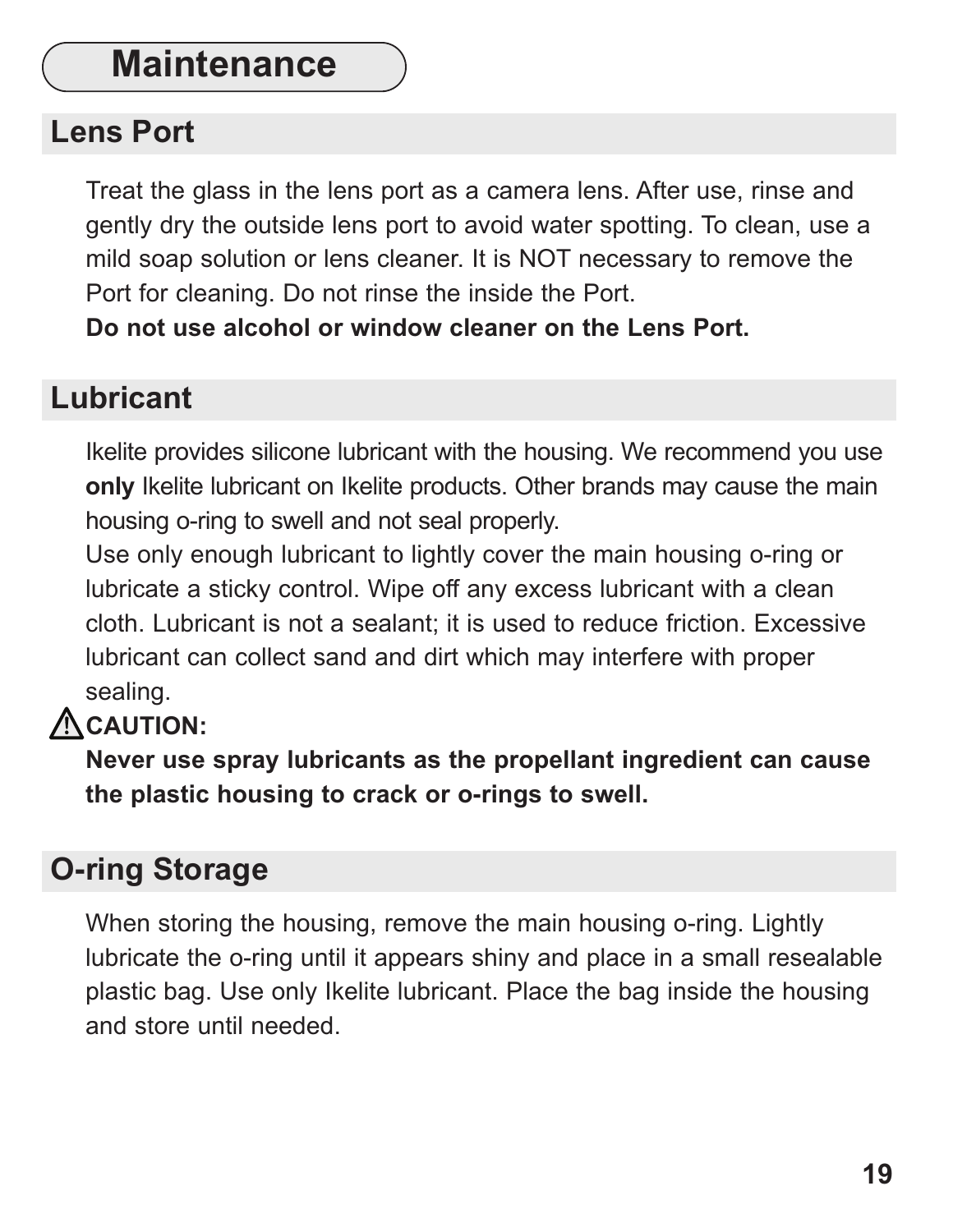# Maintenance

## Lens Port

Treat the glass in the lens port as a camera lens. After use, rinse and gently dry the outside lens port to avoid water spotting. To clean, use a mild soap solution or lens cleaner. It is NOT necessary to remove the Port for cleaning. Do not rinse the inside the Port.
**Do not use alcohol or window cleaner on the Lens Port.**

## Lubricant

Ikelite provides silicone lubricant with the housing. We recommend you use **only** Ikelite lubricant on Ikelite products. Other brands may cause the main housing o-ring to swell and not seal properly.
Use only enough lubricant to lightly cover the main housing o-ring or lubricate a sticky control. Wipe off any excess lubricant with a clean cloth. Lubricant is not a sealant; it is used to reduce friction. Excessive lubricant can collect sand and dirt which may interfere with proper sealing.

⚠ **CAUTION:**
**Never use spray lubricants as the propellant ingredient can cause the plastic housing to crack or o-rings to swell.**

## O-ring Storage

When storing the housing, remove the main housing o-ring. Lightly lubricate the o-ring until it appears shiny and place in a small resealable plastic bag. Use only Ikelite lubricant. Place the bag inside the housing and store until needed.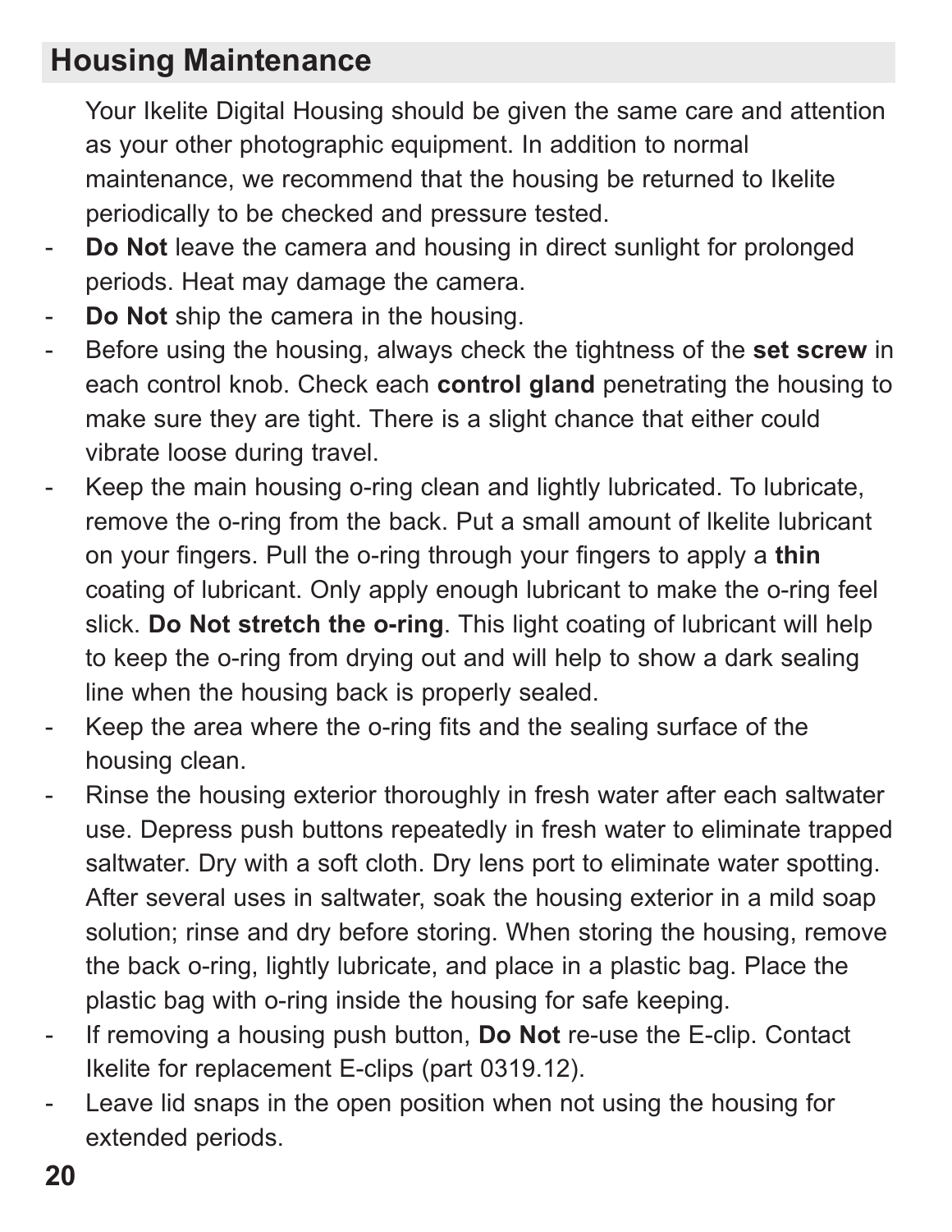## Housing Maintenance

Your Ikelite Digital Housing should be given the same care and attention as your other photographic equipment. In addition to normal maintenance, we recommend that the housing be returned to Ikelite periodically to be checked and pressure tested.

- **Do Not** leave the camera and housing in direct sunlight for prolonged periods. Heat may damage the camera.
- **Do Not** ship the camera in the housing.
- Before using the housing, always check the tightness of the **set screw** in each control knob. Check each **control gland** penetrating the housing to make sure they are tight. There is a slight chance that either could vibrate loose during travel.
- Keep the main housing o-ring clean and lightly lubricated. To lubricate, remove the o-ring from the back. Put a small amount of Ikelite lubricant on your fingers. Pull the o-ring through your fingers to apply a **thin** coating of lubricant. Only apply enough lubricant to make the o-ring feel slick. **Do Not stretch the o-ring**. This light coating of lubricant will help to keep the o-ring from drying out and will help to show a dark sealing line when the housing back is properly sealed.
- Keep the area where the o-ring fits and the sealing surface of the housing clean.
- Rinse the housing exterior thoroughly in fresh water after each saltwater use. Depress push buttons repeatedly in fresh water to eliminate trapped saltwater. Dry with a soft cloth. Dry lens port to eliminate water spotting. After several uses in saltwater, soak the housing exterior in a mild soap solution; rinse and dry before storing. When storing the housing, remove the back o-ring, lightly lubricate, and place in a plastic bag. Place the plastic bag with o-ring inside the housing for safe keeping.
- If removing a housing push button, **Do Not** re-use the E-clip. Contact Ikelite for replacement E-clips (part 0319.12).
- Leave lid snaps in the open position when not using the housing for extended periods.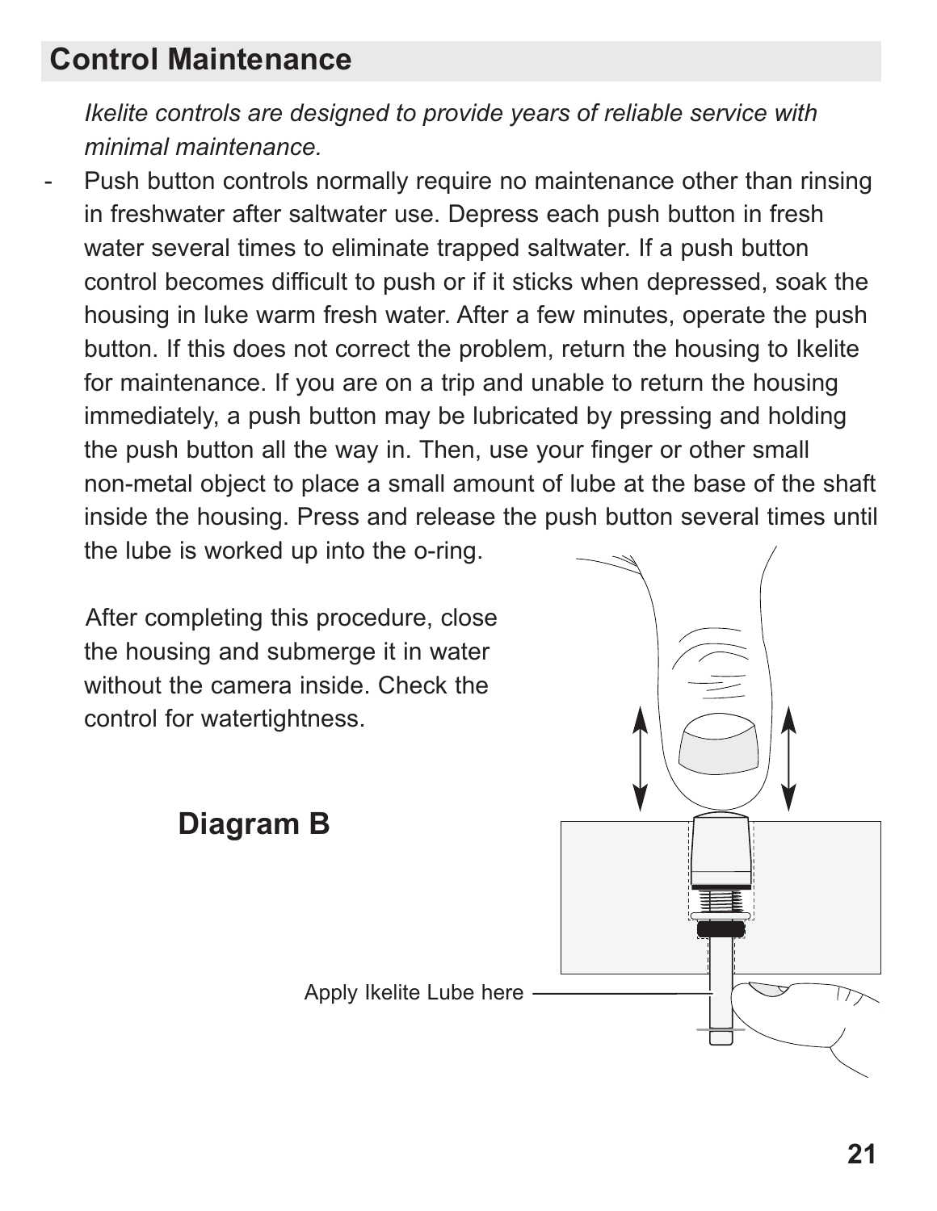## Control Maintenance

*Ikelite controls are designed to provide years of reliable service with minimal maintenance.*

- Push button controls normally require no maintenance other than rinsing in freshwater after saltwater use. Depress each push button in fresh water several times to eliminate trapped saltwater. If a push button control becomes difficult to push or if it sticks when depressed, soak the housing in luke warm fresh water. After a few minutes, operate the push button. If this does not correct the problem, return the housing to Ikelite for maintenance. If you are on a trip and unable to return the housing immediately, a push button may be lubricated by pressing and holding the push button all the way in. Then, use your finger or other small non-metal object to place a small amount of lube at the base of the shaft inside the housing. Press and release the push button several times until the lube is worked up into the o-ring.

After completing this procedure, close the housing and submerge it in water without the camera inside. Check the control for watertightness.

**Diagram B**

Apply Ikelite Lube here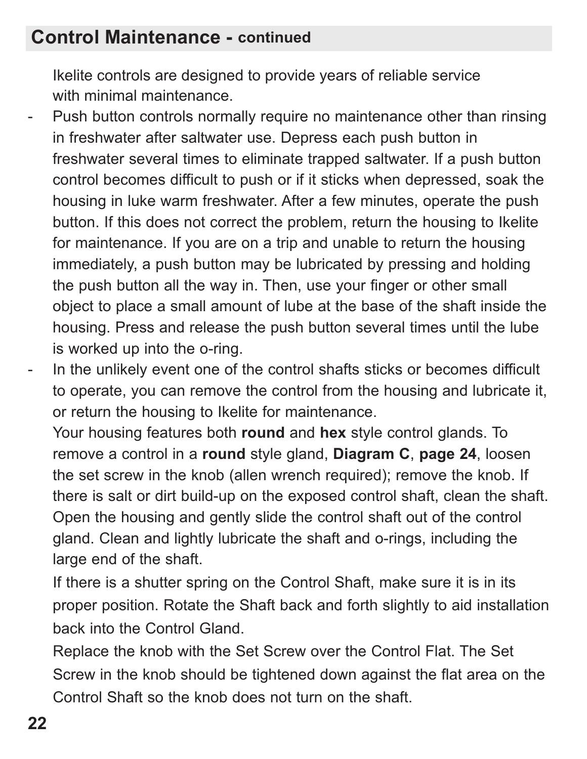## Control Maintenance - continued

Ikelite controls are designed to provide years of reliable service with minimal maintenance.

- Push button controls normally require no maintenance other than rinsing in freshwater after saltwater use. Depress each push button in freshwater several times to eliminate trapped saltwater. If a push button control becomes difficult to push or if it sticks when depressed, soak the housing in luke warm freshwater. After a few minutes, operate the push button. If this does not correct the problem, return the housing to Ikelite for maintenance. If you are on a trip and unable to return the housing immediately, a push button may be lubricated by pressing and holding the push button all the way in. Then, use your finger or other small object to place a small amount of lube at the base of the shaft inside the housing. Press and release the push button several times until the lube is worked up into the o-ring.
- In the unlikely event one of the control shafts sticks or becomes difficult to operate, you can remove the control from the housing and lubricate it, or return the housing to Ikelite for maintenance.

  Your housing features both **round** and **hex** style control glands. To remove a control in a **round** style gland, **Diagram C**, **page 24**, loosen the set screw in the knob (allen wrench required); remove the knob. If there is salt or dirt build-up on the exposed control shaft, clean the shaft. Open the housing and gently slide the control shaft out of the control gland. Clean and lightly lubricate the shaft and o-rings, including the large end of the shaft.

  If there is a shutter spring on the Control Shaft, make sure it is in its proper position. Rotate the Shaft back and forth slightly to aid installation back into the Control Gland.

  Replace the knob with the Set Screw over the Control Flat. The Set Screw in the knob should be tightened down against the flat area on the Control Shaft so the knob does not turn on the shaft.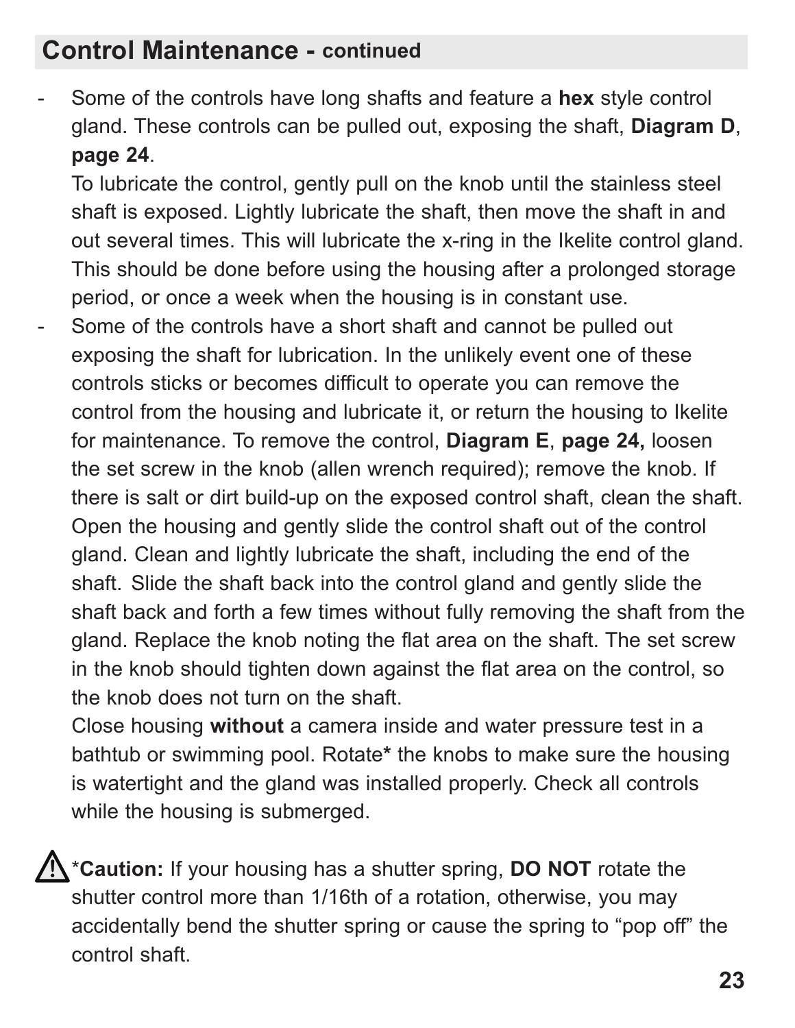## Control Maintenance - continued

- Some of the controls have long shafts and feature a **hex** style control gland. These controls can be pulled out, exposing the shaft, **Diagram D**, **page 24**.

  To lubricate the control, gently pull on the knob until the stainless steel shaft is exposed. Lightly lubricate the shaft, then move the shaft in and out several times. This will lubricate the x-ring in the Ikelite control gland. This should be done before using the housing after a prolonged storage period, or once a week when the housing is in constant use.
- Some of the controls have a short shaft and cannot be pulled out exposing the shaft for lubrication. In the unlikely event one of these controls sticks or becomes difficult to operate you can remove the control from the housing and lubricate it, or return the housing to Ikelite for maintenance. To remove the control, **Diagram E**, **page 24,** loosen the set screw in the knob (allen wrench required); remove the knob. If there is salt or dirt build-up on the exposed control shaft, clean the shaft. Open the housing and gently slide the control shaft out of the control gland. Clean and lightly lubricate the shaft, including the end of the shaft. Slide the shaft back into the control gland and gently slide the shaft back and forth a few times without fully removing the shaft from the gland. Replace the knob noting the flat area on the shaft. The set screw in the knob should tighten down against the flat area on the control, so the knob does not turn on the shaft.

  Close housing **without** a camera inside and water pressure test in a bathtub or swimming pool. Rotate**\*** the knobs to make sure the housing is watertight and the gland was installed properly. Check all controls while the housing is submerged.

⚠ \***Caution:** If your housing has a shutter spring, **DO NOT** rotate the shutter control more than 1/16th of a rotation, otherwise, you may accidentally bend the shutter spring or cause the spring to “pop off” the control shaft.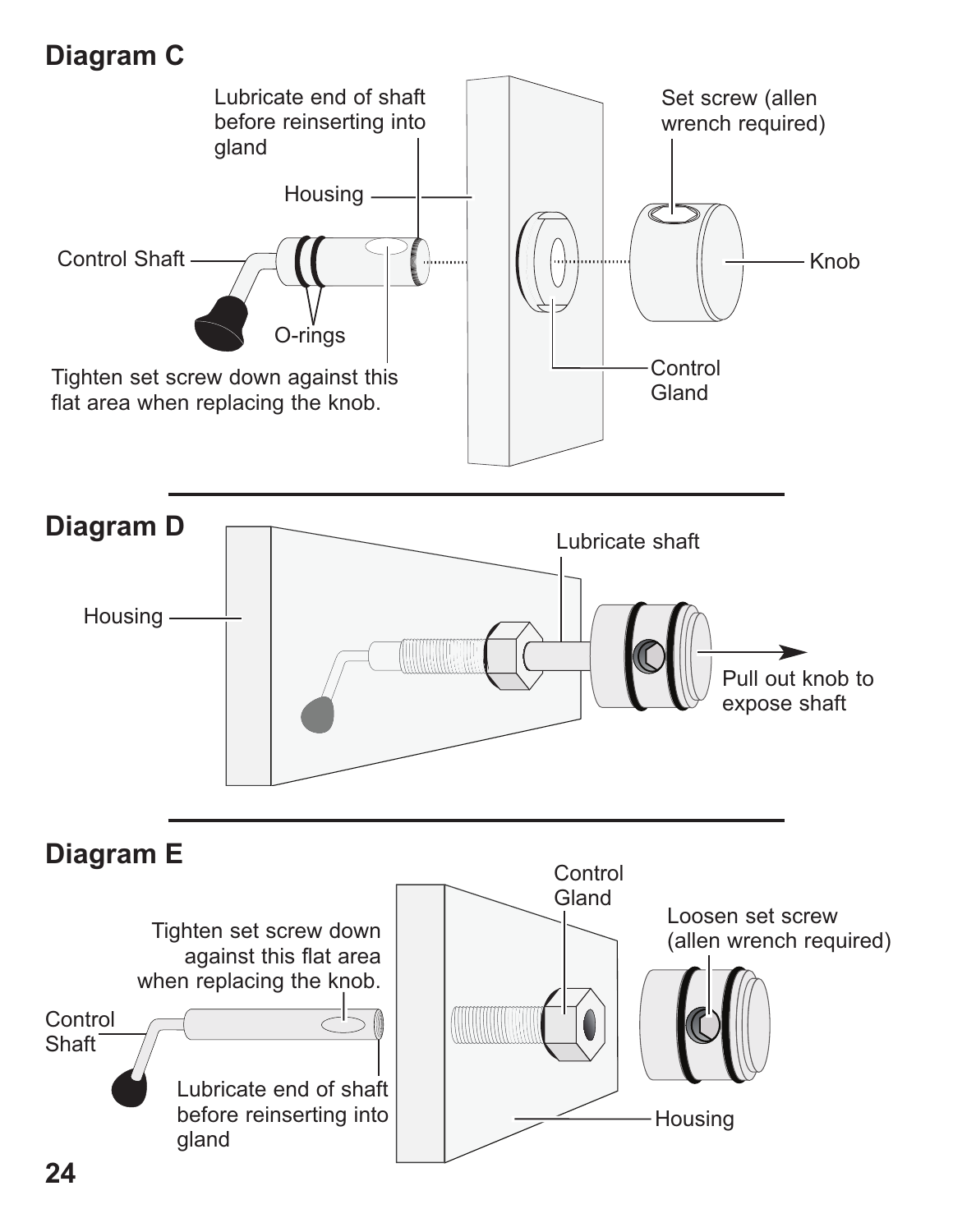## Diagram C

Lubricate end of shaft before reinserting into gland

Housing

Set screw (allen wrench required)

Control Shaft

Knob

O-rings

Tighten set screw down against this flat area when replacing the knob.

Control Gland

## Diagram D

Lubricate shaft

Housing

Pull out knob to expose shaft

## Diagram E

Control Gland

Loosen set screw (allen wrench required)

Tighten set screw down against this flat area when replacing the knob.

Control Shaft

Lubricate end of shaft before reinserting into gland

Housing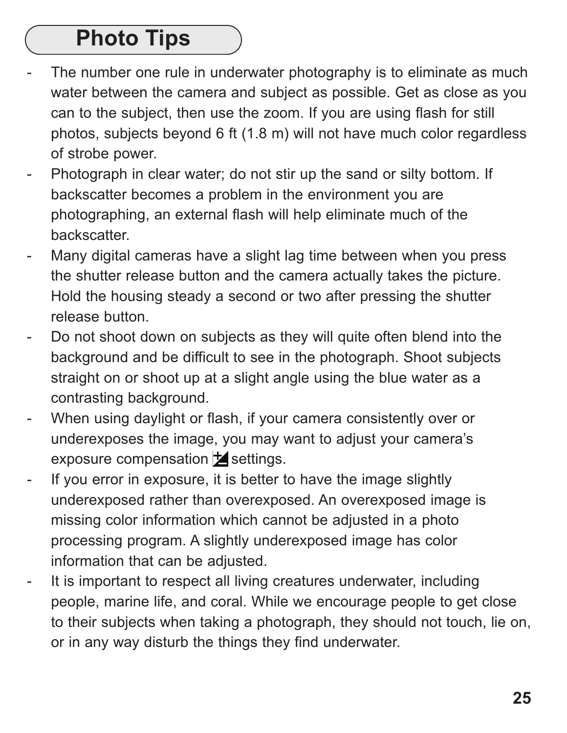# Photo Tips

- The number one rule in underwater photography is to eliminate as much water between the camera and subject as possible. Get as close as you can to the subject, then use the zoom. If you are using flash for still photos, subjects beyond 6 ft (1.8 m) will not have much color regardless of strobe power.
- Photograph in clear water; do not stir up the sand or silty bottom. If backscatter becomes a problem in the environment you are photographing, an external flash will help eliminate much of the backscatter.
- Many digital cameras have a slight lag time between when you press the shutter release button and the camera actually takes the picture. Hold the housing steady a second or two after pressing the shutter release button.
- Do not shoot down on subjects as they will quite often blend into the background and be difficult to see in the photograph. Shoot subjects straight on or shoot up at a slight angle using the blue water as a contrasting background.
- When using daylight or flash, if your camera consistently over or underexposes the image, you may want to adjust your camera's exposure compensation ± settings.
- If you error in exposure, it is better to have the image slightly underexposed rather than overexposed. An overexposed image is missing color information which cannot be adjusted in a photo processing program. A slightly underexposed image has color information that can be adjusted.
- It is important to respect all living creatures underwater, including people, marine life, and coral. While we encourage people to get close to their subjects when taking a photograph, they should not touch, lie on, or in any way disturb the things they find underwater.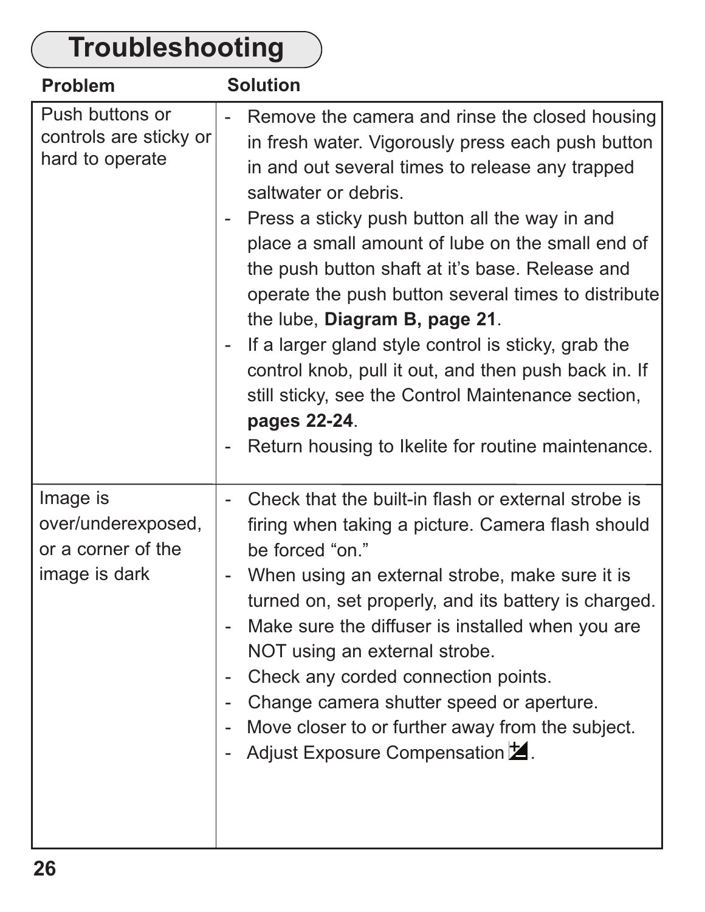# Troubleshooting

| Problem | Solution |
| --- | --- |
| Push buttons or controls are sticky or hard to operate | - Remove the camera and rinse the closed housing in fresh water. Vigorously press each push button in and out several times to release any trapped saltwater or debris.<br>- Press a sticky push button all the way in and place a small amount of lube on the small end of the push button shaft at it's base. Release and operate the push button several times to distribute the lube, **Diagram B, page 21**.<br>- If a larger gland style control is sticky, grab the control knob, pull it out, and then push back in. If still sticky, see the Control Maintenance section, **pages 22-24**.<br>- Return housing to Ikelite for routine maintenance. |
| Image is over/underexposed, or a corner of the image is dark | - Check that the built-in flash or external strobe is firing when taking a picture. Camera flash should be forced "on."<br>- When using an external strobe, make sure it is turned on, set properly, and its battery is charged.<br>- Make sure the diffuser is installed when you are NOT using an external strobe.<br>- Check any corded connection points.<br>- Change camera shutter speed or aperture.<br>- Move closer to or further away from the subject.<br>- Adjust Exposure Compensation ±. |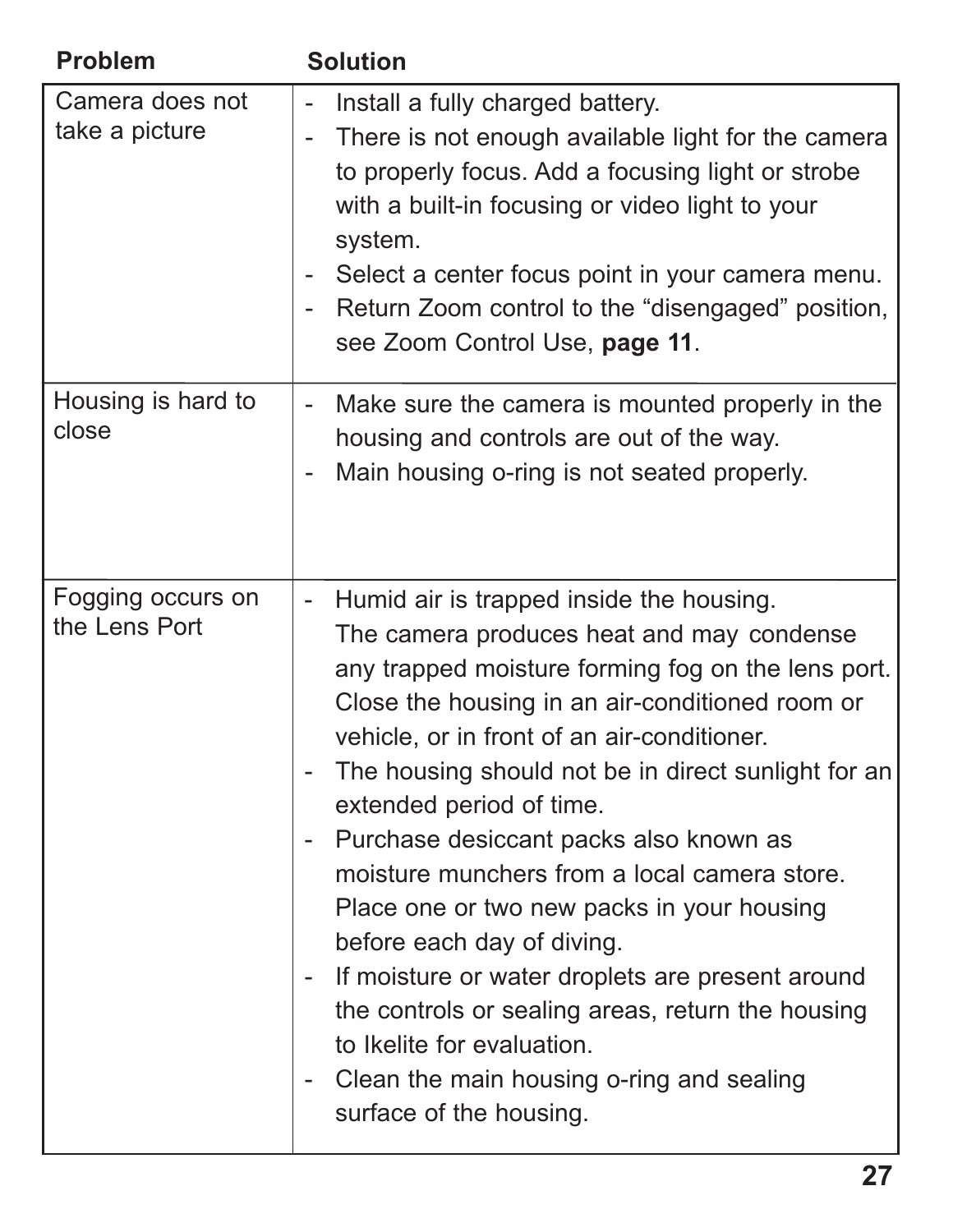| Problem | Solution |
|---|---|
| Camera does not take a picture | - Install a fully charged battery.<br>- There is not enough available light for the camera to properly focus. Add a focusing light or strobe with a built-in focusing or video light to your system.<br>- Select a center focus point in your camera menu.<br>- Return Zoom control to the “disengaged” position, see Zoom Control Use, **page 11**. |
| Housing is hard to close | - Make sure the camera is mounted properly in the housing and controls are out of the way.<br>- Main housing o-ring is not seated properly. |
| Fogging occurs on the Lens Port | - Humid air is trapped inside the housing. The camera produces heat and may condense any trapped moisture forming fog on the lens port. Close the housing in an air-conditioned room or vehicle, or in front of an air-conditioner.<br>- The housing should not be in direct sunlight for an extended period of time.<br>- Purchase desiccant packs also known as moisture munchers from a local camera store. Place one or two new packs in your housing before each day of diving.<br>- If moisture or water droplets are present around the controls or sealing areas, return the housing to Ikelite for evaluation.<br>- Clean the main housing o-ring and sealing surface of the housing. |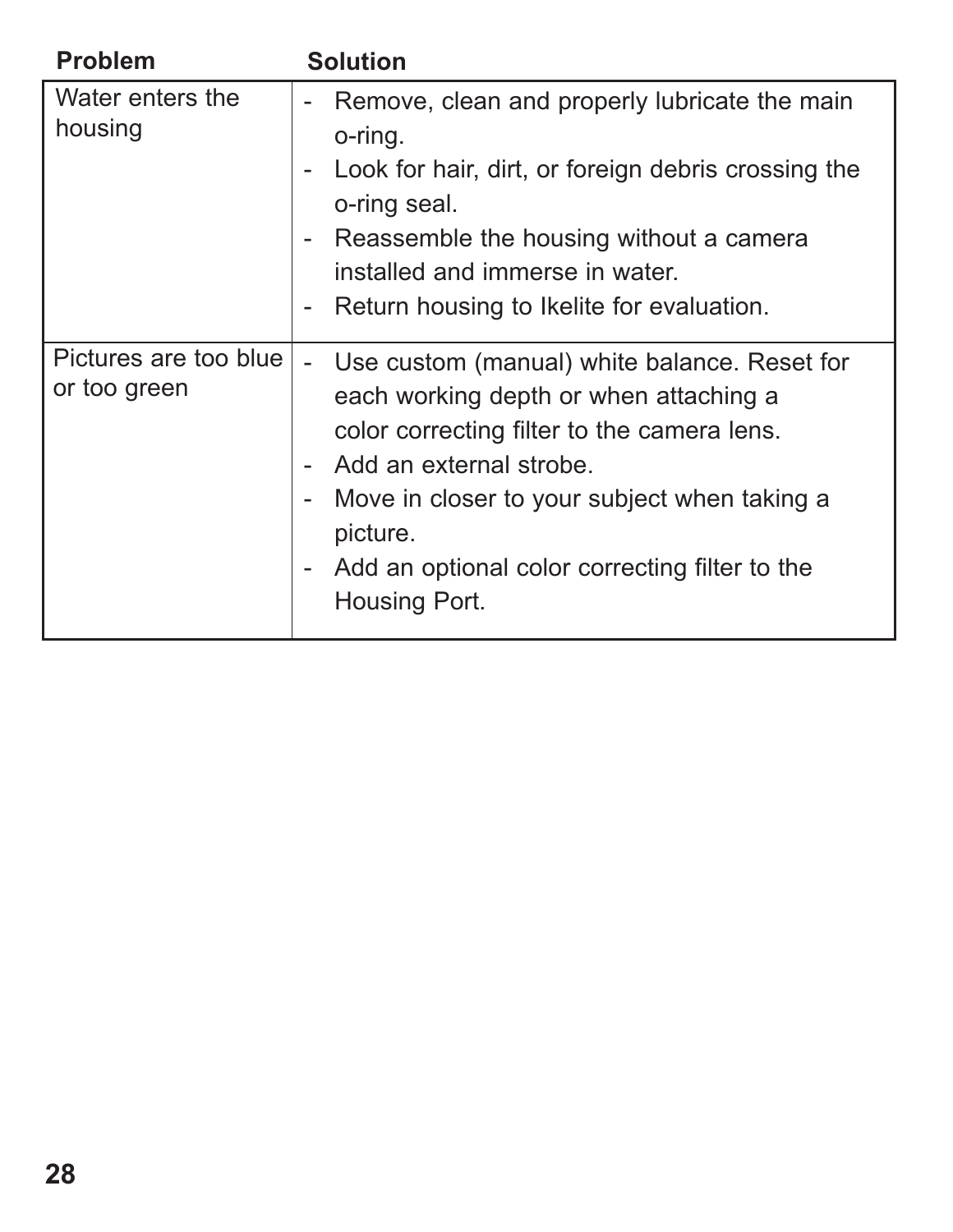| Problem | Solution |
|---|---|
| Water enters the housing | - Remove, clean and properly lubricate the main o-ring.<br>- Look for hair, dirt, or foreign debris crossing the o-ring seal.<br>- Reassemble the housing without a camera installed and immerse in water.<br>- Return housing to Ikelite for evaluation. |
| Pictures are too blue or too green | - Use custom (manual) white balance. Reset for each working depth or when attaching a color correcting filter to the camera lens.<br>- Add an external strobe.<br>- Move in closer to your subject when taking a picture.<br>- Add an optional color correcting filter to the Housing Port. |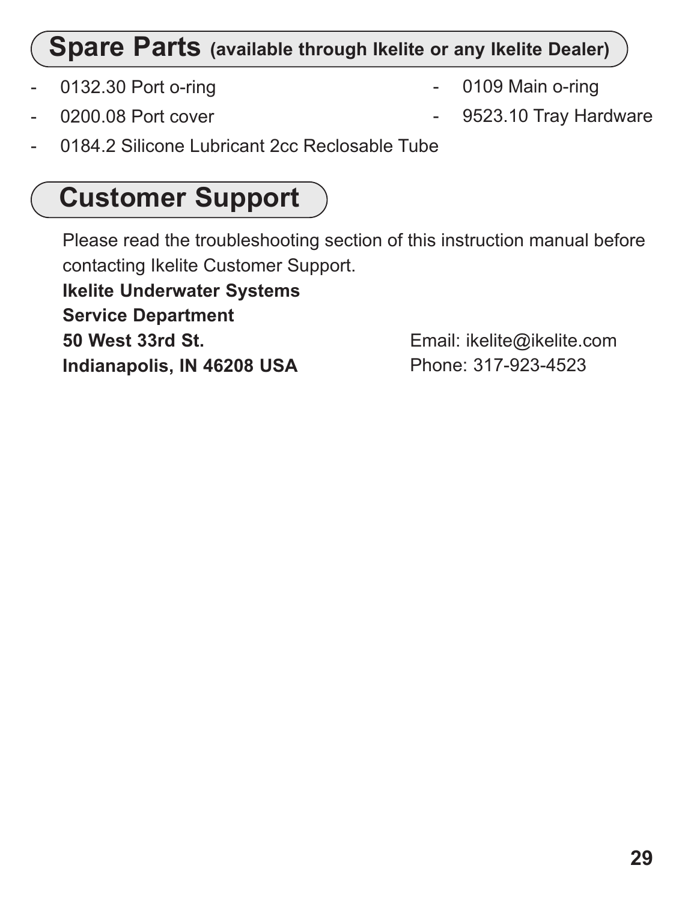## Spare Parts (available through Ikelite or any Ikelite Dealer)

- 0132.30 Port o-ring
- 0200.08 Port cover
- 0184.2 Silicone Lubricant 2cc Reclosable Tube
- 0109 Main o-ring
- 9523.10 Tray Hardware

## Customer Support

Please read the troubleshooting section of this instruction manual before contacting Ikelite Customer Support.

**Ikelite Underwater Systems**
**Service Department**
**50 West 33rd St.**
**Indianapolis, IN 46208 USA**

Email: ikelite@ikelite.com
Phone: 317-923-4523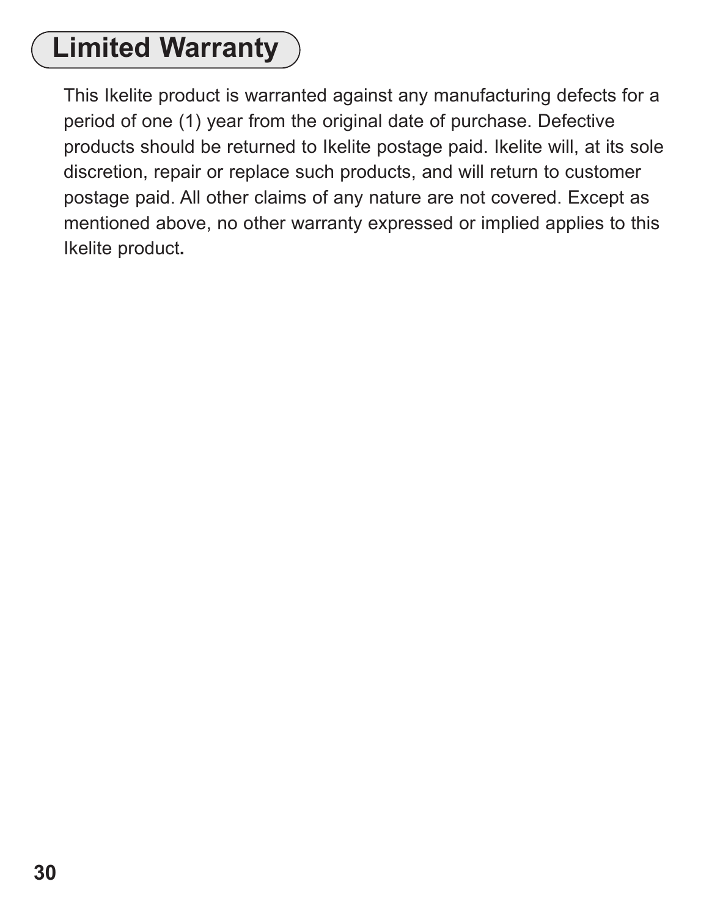## Limited Warranty

This Ikelite product is warranted against any manufacturing defects for a period of one (1) year from the original date of purchase. Defective products should be returned to Ikelite postage paid. Ikelite will, at its sole discretion, repair or replace such products, and will return to customer postage paid. All other claims of any nature are not covered. Except as mentioned above, no other warranty expressed or implied applies to this Ikelite product.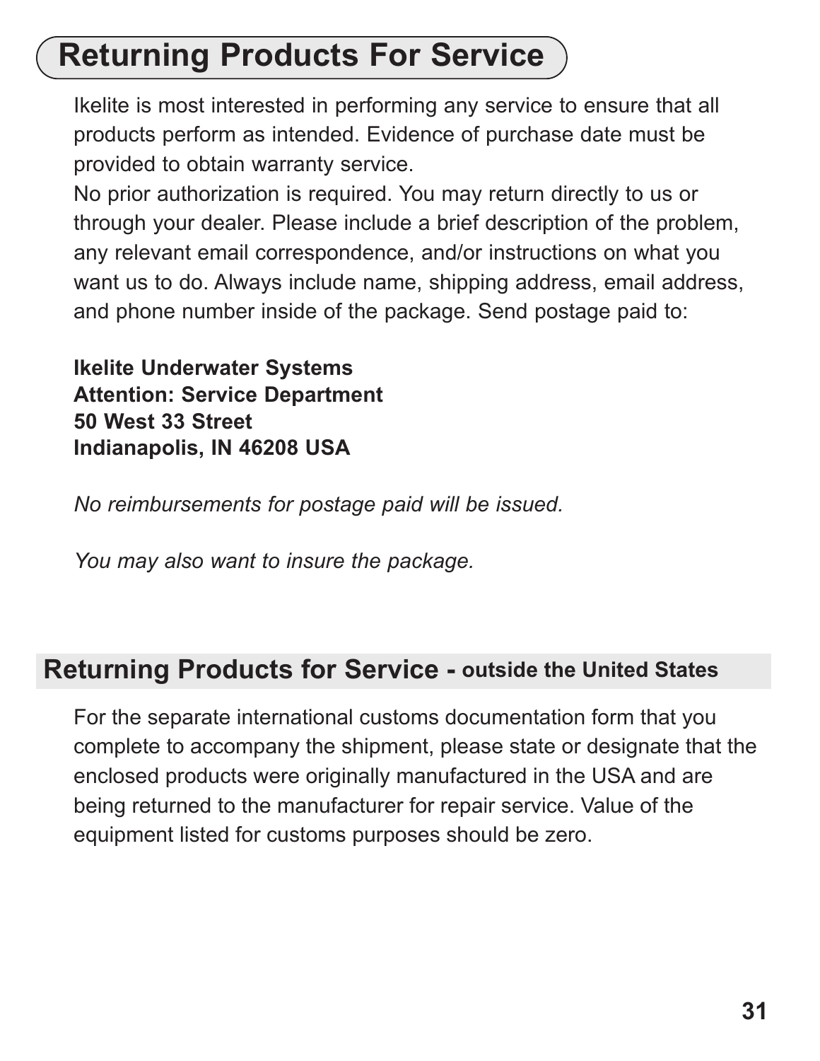# Returning Products For Service

Ikelite is most interested in performing any service to ensure that all products perform as intended. Evidence of purchase date must be provided to obtain warranty service.

No prior authorization is required. You may return directly to us or through your dealer. Please include a brief description of the problem, any relevant email correspondence, and/or instructions on what you want us to do. Always include name, shipping address, email address, and phone number inside of the package. Send postage paid to:

**Ikelite Underwater Systems**
**Attention: Service Department**
**50 West 33 Street**
**Indianapolis, IN 46208 USA**

*No reimbursements for postage paid will be issued.*

*You may also want to insure the package.*

## Returning Products for Service - outside the United States

For the separate international customs documentation form that you complete to accompany the shipment, please state or designate that the enclosed products were originally manufactured in the USA and are being returned to the manufacturer for repair service. Value of the equipment listed for customs purposes should be zero.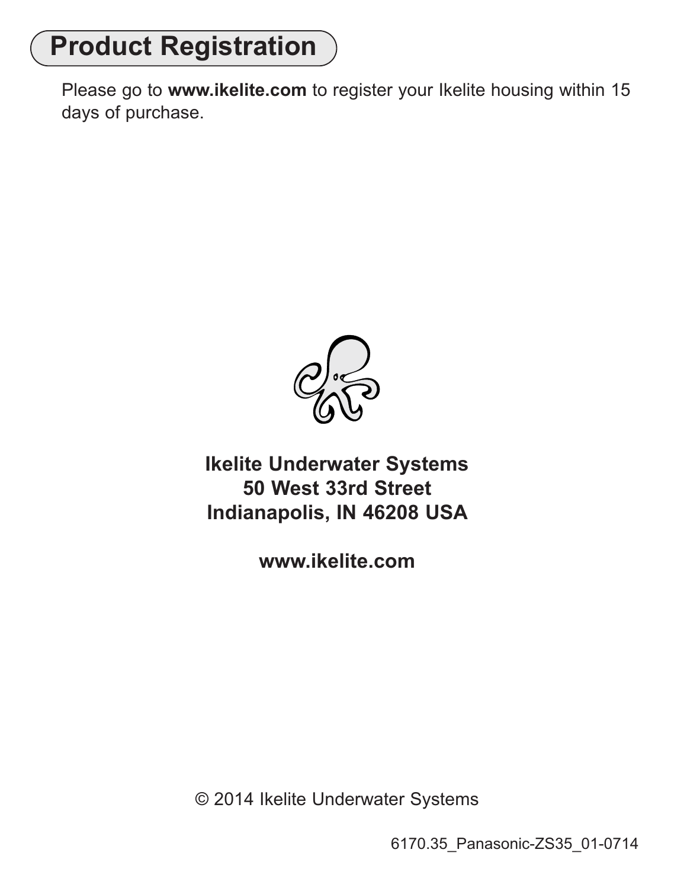## Product Registration

Please go to **www.ikelite.com** to register your Ikelite housing within 15 days of purchase.

**Ikelite Underwater Systems**
**50 West 33rd Street**
**Indianapolis, IN 46208 USA**

**www.ikelite.com**

© 2014 Ikelite Underwater Systems

6170.35_Panasonic-ZS35_01-0714